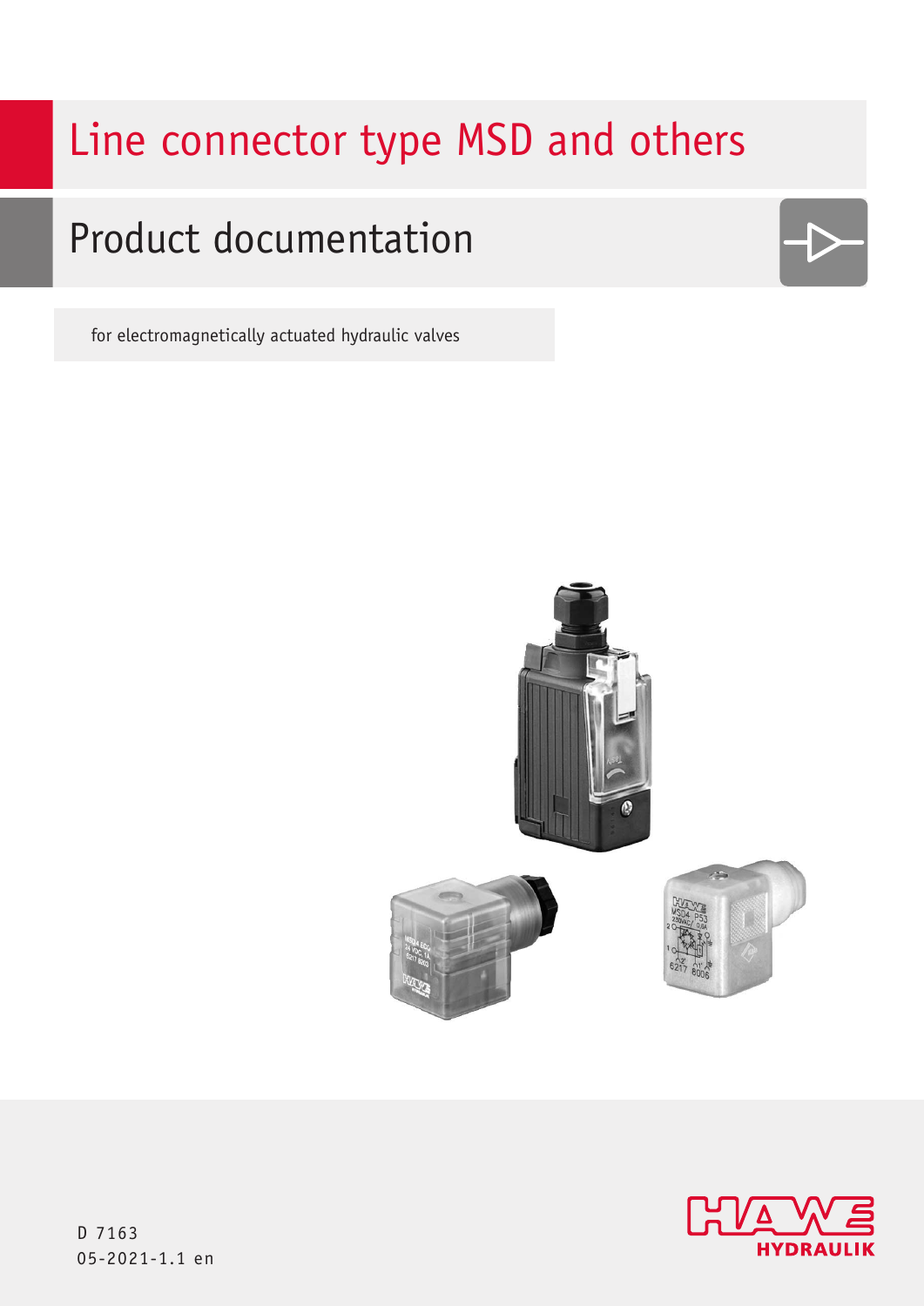# Line connector type MSD and others

## Product documentation

for electromagnetically actuated hydraulic valves

D 7163
05-2021-1.1 en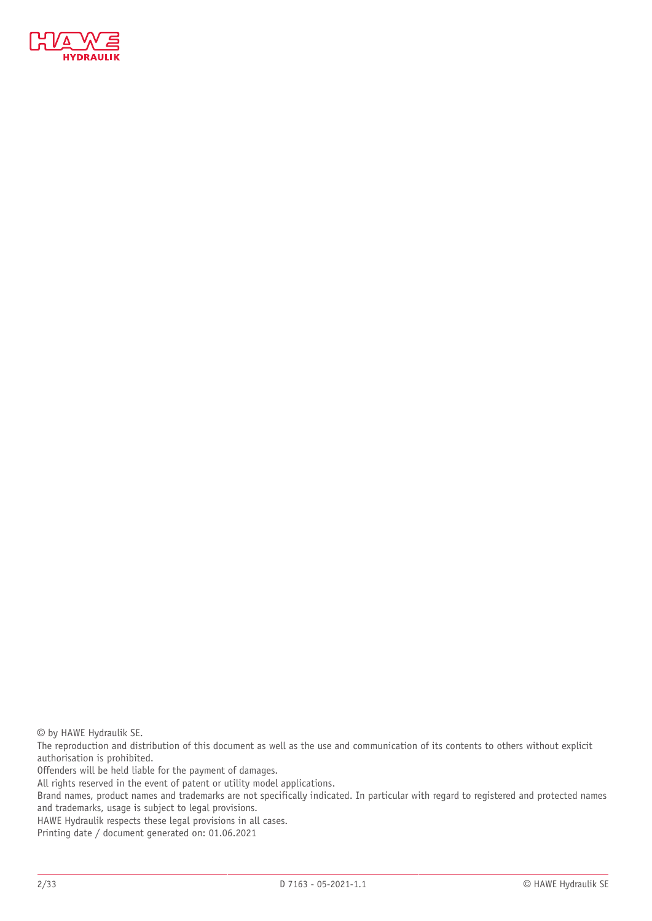© by HAWE Hydraulik SE.

The reproduction and distribution of this document as well as the use and communication of its contents to others without explicit authorisation is prohibited.

Offenders will be held liable for the payment of damages.

All rights reserved in the event of patent or utility model applications.

Brand names, product names and trademarks are not specifically indicated. In particular with regard to registered and protected names and trademarks, usage is subject to legal provisions.

HAWE Hydraulik respects these legal provisions in all cases.

Printing date / document generated on: 01.06.2021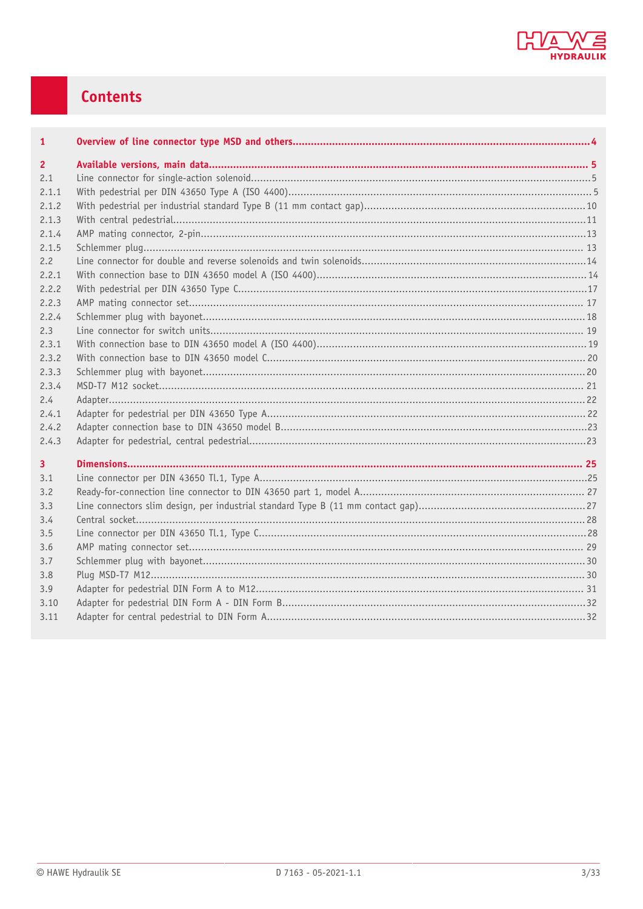# Contents

| | | |
|---|---|---|
| **1** | **Overview of line connector type MSD and others** | **4** |
| **2** | **Available versions, main data** | **5** |
| 2.1 | Line connector for single-action solenoid | 5 |
| 2.1.1 | With pedestrial per DIN 43650 Type A (ISO 4400) | 5 |
| 2.1.2 | With pedestrial per industrial standard Type B (11 mm contact gap) | 10 |
| 2.1.3 | With central pedestrial | 11 |
| 2.1.4 | AMP mating connector, 2-pin | 13 |
| 2.1.5 | Schlemmer plug | 13 |
| 2.2 | Line connector for double and reverse solenoids and twin solenoids | 14 |
| 2.2.1 | With connection base to DIN 43650 model A (ISO 4400) | 14 |
| 2.2.2 | With pedestrial per DIN 43650 Type C | 17 |
| 2.2.3 | AMP mating connector set | 17 |
| 2.2.4 | Schlemmer plug with bayonet | 18 |
| 2.3 | Line connector for switch units | 19 |
| 2.3.1 | With connection base to DIN 43650 model A (ISO 4400) | 19 |
| 2.3.2 | With connection base to DIN 43650 model C | 20 |
| 2.3.3 | Schlemmer plug with bayonet | 20 |
| 2.3.4 | MSD-T7 M12 socket | 21 |
| 2.4 | Adapter | 22 |
| 2.4.1 | Adapter for pedestrial per DIN 43650 Type A | 22 |
| 2.4.2 | Adapter connection base to DIN 43650 model B | 23 |
| 2.4.3 | Adapter for pedestrial, central pedestrial | 23 |
| **3** | **Dimensions** | **25** |
| 3.1 | Line connector per DIN 43650 Tl.1, Type A | 25 |
| 3.2 | Ready-for-connection line connector to DIN 43650 part 1, model A | 27 |
| 3.3 | Line connectors slim design, per industrial standard Type B (11 mm contact gap) | 27 |
| 3.4 | Central socket | 28 |
| 3.5 | Line connector per DIN 43650 Tl.1, Type C | 28 |
| 3.6 | AMP mating connector set | 29 |
| 3.7 | Schlemmer plug with bayonet | 30 |
| 3.8 | Plug MSD-T7 M12 | 30 |
| 3.9 | Adapter for pedestrial DIN Form A to M12 | 31 |
| 3.10 | Adapter for pedestrial DIN Form A - DIN Form B | 32 |
| 3.11 | Adapter for central pedestrial to DIN Form A | 32 |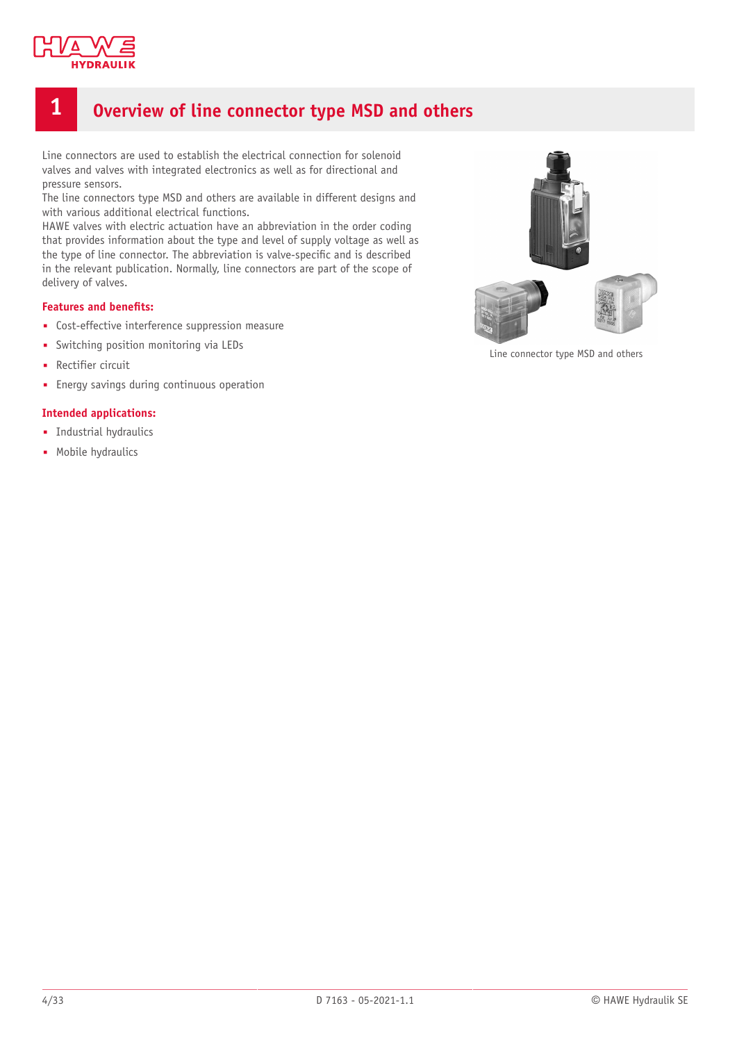# 1 Overview of line connector type MSD and others

Line connectors are used to establish the electrical connection for solenoid valves and valves with integrated electronics as well as for directional and pressure sensors.
The line connectors type MSD and others are available in different designs and with various additional electrical functions.
HAWE valves with electric actuation have an abbreviation in the order coding that provides information about the type and level of supply voltage as well as the type of line connector. The abbreviation is valve-specific and is described in the relevant publication. Normally, line connectors are part of the scope of delivery of valves.

Line connector type MSD and others

**Features and benefits:**

- Cost-effective interference suppression measure
- Switching position monitoring via LEDs
- Rectifier circuit
- Energy savings during continuous operation

**Intended applications:**

- Industrial hydraulics
- Mobile hydraulics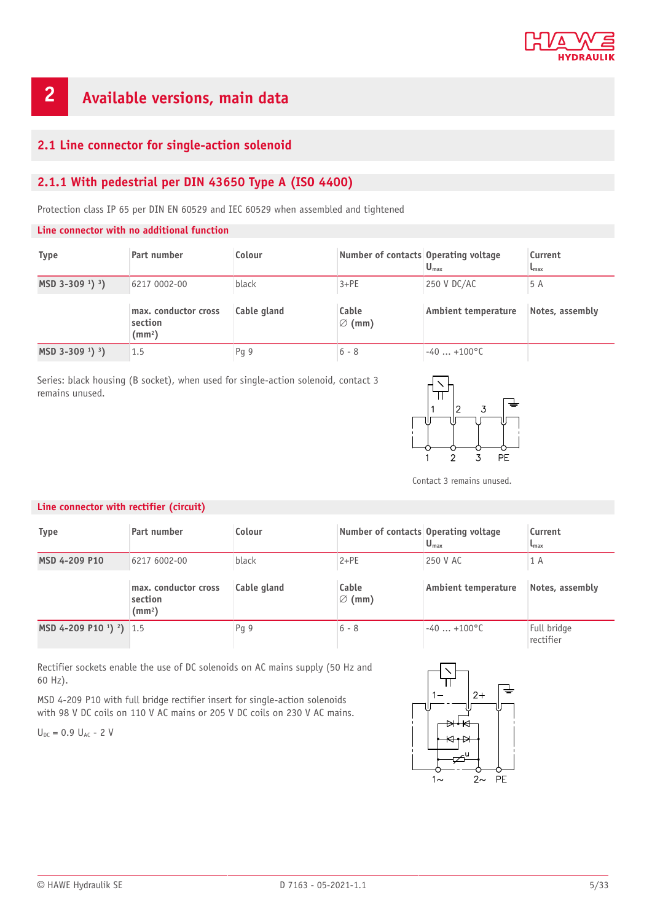# 2 Available versions, main data

## 2.1 Line connector for single-action solenoid

### 2.1.1 With pedestrial per DIN 43650 Type A (ISO 4400)

Protection class IP 65 per DIN EN 60529 and IEC 60529 when assembled and tightened

**Line connector with no additional function**

| Type | Part number | Colour | Number of contacts | Operating voltage $U_{max}$ | Current $I_{max}$ |
|---|---|---|---|---|---|
| **MSD 3-309** [1] [3] | 6217 0002-00 | black | 3+PE | 250 V DC/AC | 5 A |
| | **max. conductor cross section (mm²)** | **Cable gland** | **Cable ∅ (mm)** | **Ambient temperature** | **Notes, assembly** |
| **MSD 3-309** [1] [3] | 1.5 | Pg 9 | 6 - 8 | -40 ... +100°C | |

Series: black housing (B socket), when used for single-action solenoid, contact 3 remains unused.

Contact 3 remains unused.

**Line connector with rectifier (circuit)**

| Type | Part number | Colour | Number of contacts | Operating voltage $U_{max}$ | Current $I_{max}$ |
|---|---|---|---|---|---|
| **MSD 4-209 P10** | 6217 6002-00 | black | 2+PE | 250 V AC | 1 A |
| | **max. conductor cross section (mm²)** | **Cable gland** | **Cable ∅ (mm)** | **Ambient temperature** | **Notes, assembly** |
| **MSD 4-209 P10** [1] [2] | 1.5 | Pg 9 | 6 - 8 | -40 ... +100°C | Full bridge rectifier |

Rectifier sockets enable the use of DC solenoids on AC mains supply (50 Hz and 60 Hz).

MSD 4-209 P10 with full bridge rectifier insert for single-action solenoids with 98 V DC coils on 110 V AC mains or 205 V DC coils on 230 V AC mains.

$U_{DC} = 0.9\ U_{AC} - 2\ V$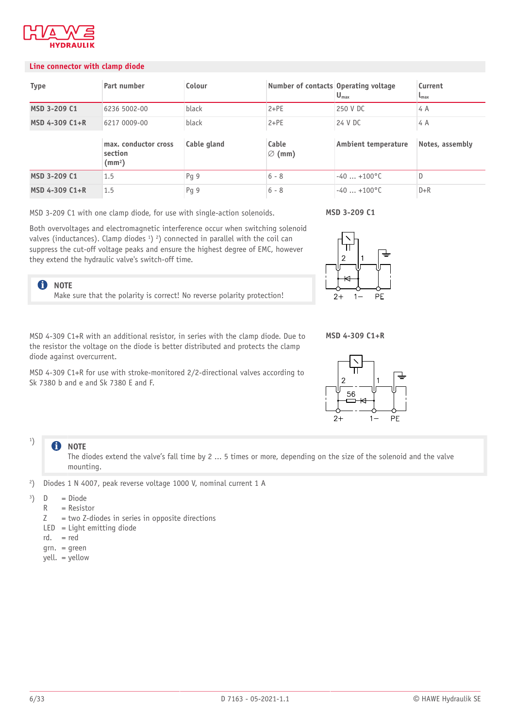## Line connector with clamp diode

| Type | Part number | Colour | Number of contacts | Operating voltage $U_{max}$ | Current $I_{max}$ |
|---|---|---|---|---|---|
| **MSD 3-209 C1** | 6236 5002-00 | black | 2+PE | 250 V DC | 4 A |
| **MSD 4-309 C1+R** | 6217 0009-00 | black | 2+PE | 24 V DC | 4 A |

| Type | max. conductor cross section (mm²) | Cable gland | Cable ∅ (mm) | Ambient temperature | Notes, assembly |
|---|---|---|---|---|---|
| **MSD 3-209 C1** | 1.5 | Pg 9 | 6 - 8 | -40 ... +100°C | D |
| **MSD 4-309 C1+R** | 1.5 | Pg 9 | 6 - 8 | -40 ... +100°C | D+R |

MSD 3-209 C1 with one clamp diode, for use with single-action solenoids.

Both overvoltages and electromagnetic interference occur when switching solenoid valves (inductances). Clamp diodes [1] [2] connected in parallel with the coil can suppress the cut-off voltage peaks and ensure the highest degree of EMC, however they extend the hydraulic valve's switch-off time.

> **NOTE**
> Make sure that the polarity is correct! No reverse polarity protection!

**MSD 3-209 C1**

2 1 2+ 1− PE

MSD 4-309 C1+R with an additional resistor, in series with the clamp diode. Due to the resistor the voltage on the diode is better distributed and protects the clamp diode against overcurrent.

MSD 4-309 C1+R for use with stroke-monitored 2/2-directional valves according to Sk 7380 b and e and Sk 7380 E and F.

**MSD 4-309 C1+R**

2 1 56 2+ 1− PE

[1]
> **NOTE**
> The diodes extend the valve's fall time by 2 ... 5 times or more, depending on the size of the solenoid and the valve mounting.

[2] Diodes 1 N 4007, peak reverse voltage 1000 V, nominal current 1 A

[3] D = Diode
R = Resistor
Z = two Z-diodes in series in opposite directions
LED = Light emitting diode
rd. = red
grn. = green
yell. = yellow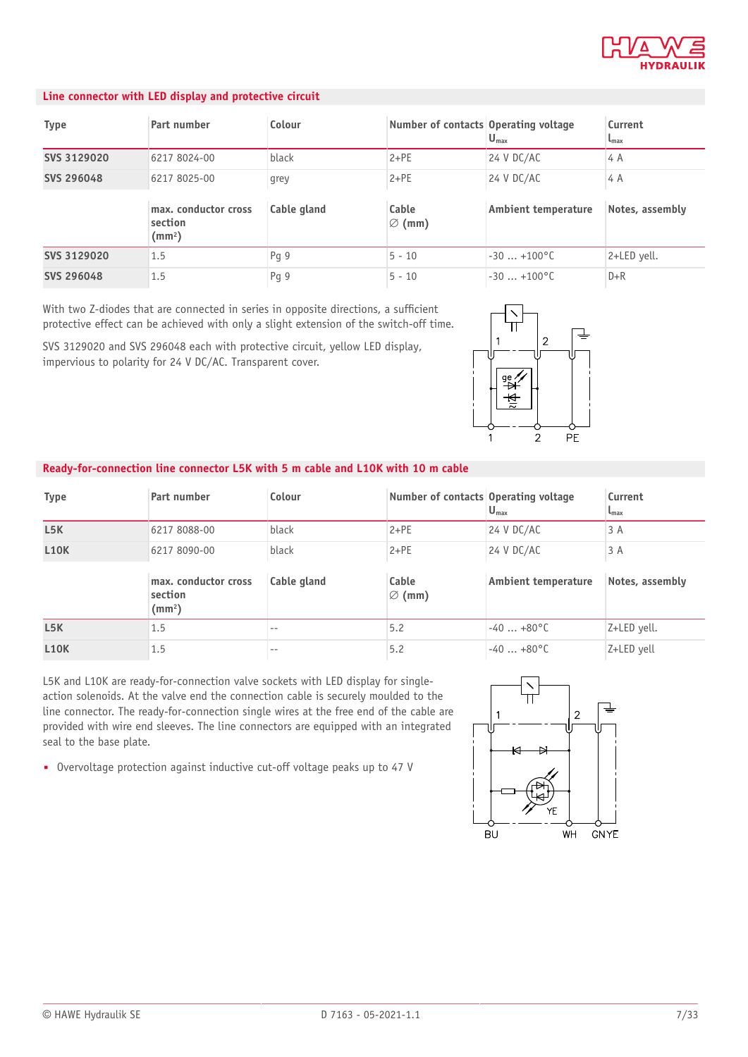## Line connector with LED display and protective circuit

| Type | Part number | Colour | Number of contacts | Operating voltage $U_{max}$ | Current $I_{max}$ |
|---|---|---|---|---|---|
| **SVS 3129020** | 6217 8024-00 | black | 2+PE | 24 V DC/AC | 4 A |
| **SVS 296048** | 6217 8025-00 | grey | 2+PE | 24 V DC/AC | 4 A |

| Type | max. conductor cross section (mm²) | Cable gland | Cable ∅ (mm) | Ambient temperature | Notes, assembly |
|---|---|---|---|---|---|
| **SVS 3129020** | 1.5 | Pg 9 | 5 - 10 | -30 ... +100°C | 2+LED yell. |
| **SVS 296048** | 1.5 | Pg 9 | 5 - 10 | -30 ... +100°C | D+R |

With two Z-diodes that are connected in series in opposite directions, a sufficient protective effect can be achieved with only a slight extension of the switch-off time.

SVS 3129020 and SVS 296048 each with protective circuit, yellow LED display, impervious to polarity for 24 V DC/AC. Transparent cover.

## Ready-for-connection line connector L5K with 5 m cable and L10K with 10 m cable

| Type | Part number | Colour | Number of contacts | Operating voltage $U_{max}$ | Current $I_{max}$ |
|---|---|---|---|---|---|
| **L5K** | 6217 8088-00 | black | 2+PE | 24 V DC/AC | 3 A |
| **L10K** | 6217 8090-00 | black | 2+PE | 24 V DC/AC | 3 A |

| Type | max. conductor cross section (mm²) | Cable gland | Cable ∅ (mm) | Ambient temperature | Notes, assembly |
|---|---|---|---|---|---|
| **L5K** | 1.5 | -- | 5.2 | -40 ... +80°C | Z+LED yell. |
| **L10K** | 1.5 | -- | 5.2 | -40 ... +80°C | Z+LED yell |

L5K and L10K are ready-for-connection valve sockets with LED display for single-action solenoids. At the valve end the connection cable is securely moulded to the line connector. The ready-for-connection single wires at the free end of the cable are provided with wire end sleeves. The line connectors are equipped with an integrated seal to the base plate.

- Overvoltage protection against inductive cut-off voltage peaks up to 47 V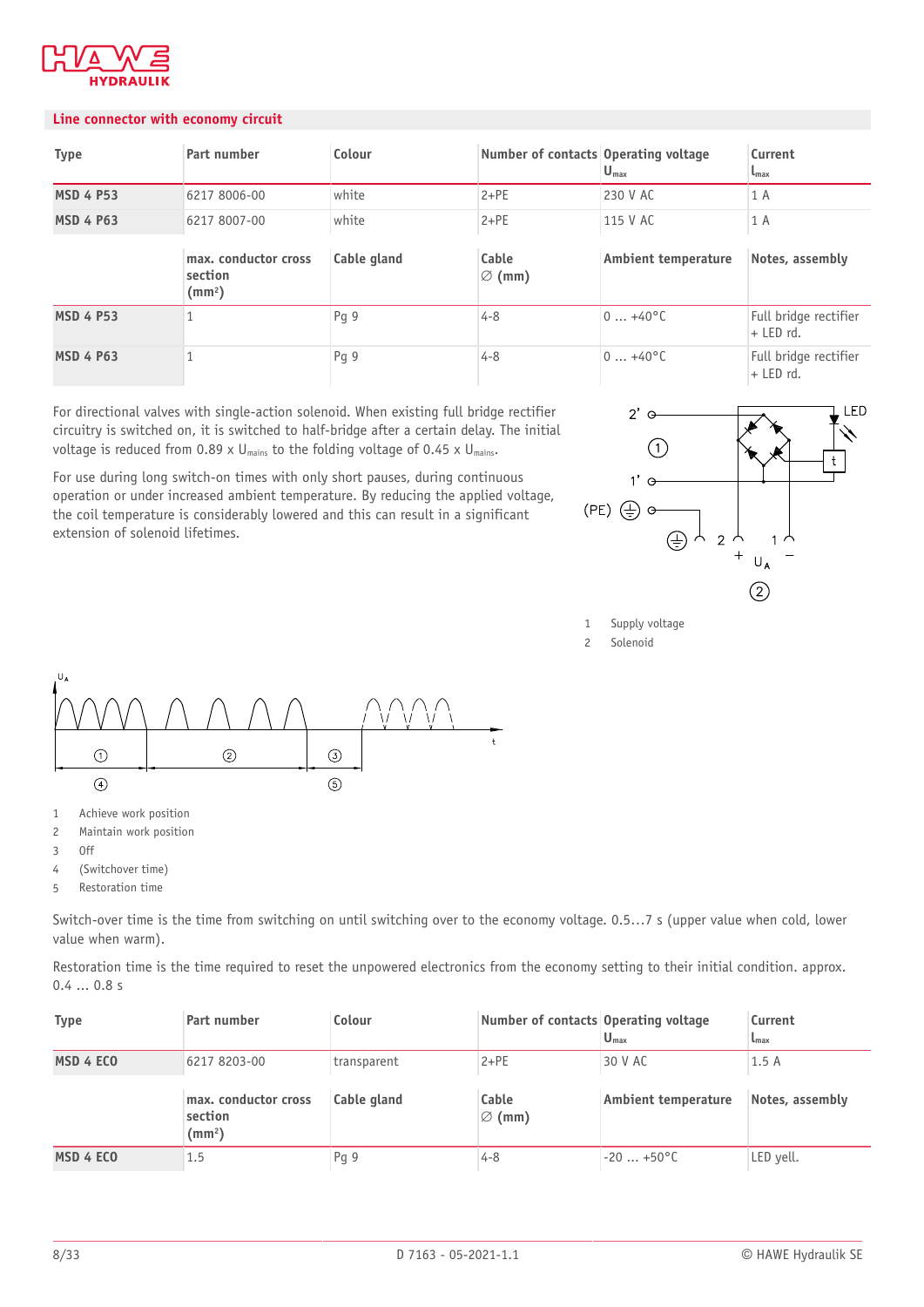## Line connector with economy circuit

| Type | Part number | Colour | Number of contacts | Operating voltage $U_{max}$ | Current $I_{max}$ |
|---|---|---|---|---|---|
| **MSD 4 P53** | 6217 8006-00 | white | 2+PE | 230 V AC | 1 A |
| **MSD 4 P63** | 6217 8007-00 | white | 2+PE | 115 V AC | 1 A |
| | **max. conductor cross section (mm²)** | **Cable gland** | **Cable ∅ (mm)** | **Ambient temperature** | **Notes, assembly** |
| **MSD 4 P53** | 1 | Pg 9 | 4-8 | 0 … +40°C | Full bridge rectifier + LED rd. |
| **MSD 4 P63** | 1 | Pg 9 | 4-8 | 0 … +40°C | Full bridge rectifier + LED rd. |

For directional valves with single-action solenoid. When existing full bridge rectifier circuitry is switched on, it is switched to half-bridge after a certain delay. The initial voltage is reduced from 0.89 x $U_{mains}$ to the folding voltage of 0.45 x $U_{mains}$.

For use during long switch-on times with only short pauses, during continuous operation or under increased ambient temperature. By reducing the applied voltage, the coil temperature is considerably lowered and this can result in a significant extension of solenoid lifetimes.

1 Supply voltage
2 Solenoid

1 Achieve work position
2 Maintain work position
3 Off
4 (Switchover time)
5 Restoration time

Switch-over time is the time from switching on until switching over to the economy voltage. 0.5…7 s (upper value when cold, lower value when warm).

Restoration time is the time required to reset the unpowered electronics from the economy setting to their initial condition. approx. 0.4 … 0.8 s

| Type | Part number | Colour | Number of contacts | Operating voltage $U_{max}$ | Current $I_{max}$ |
|---|---|---|---|---|---|
| **MSD 4 ECO** | 6217 8203-00 | transparent | 2+PE | 30 V AC | 1.5 A |
| | **max. conductor cross section (mm²)** | **Cable gland** | **Cable ∅ (mm)** | **Ambient temperature** | **Notes, assembly** |
| **MSD 4 ECO** | 1.5 | Pg 9 | 4-8 | -20 … +50°C | LED yell. |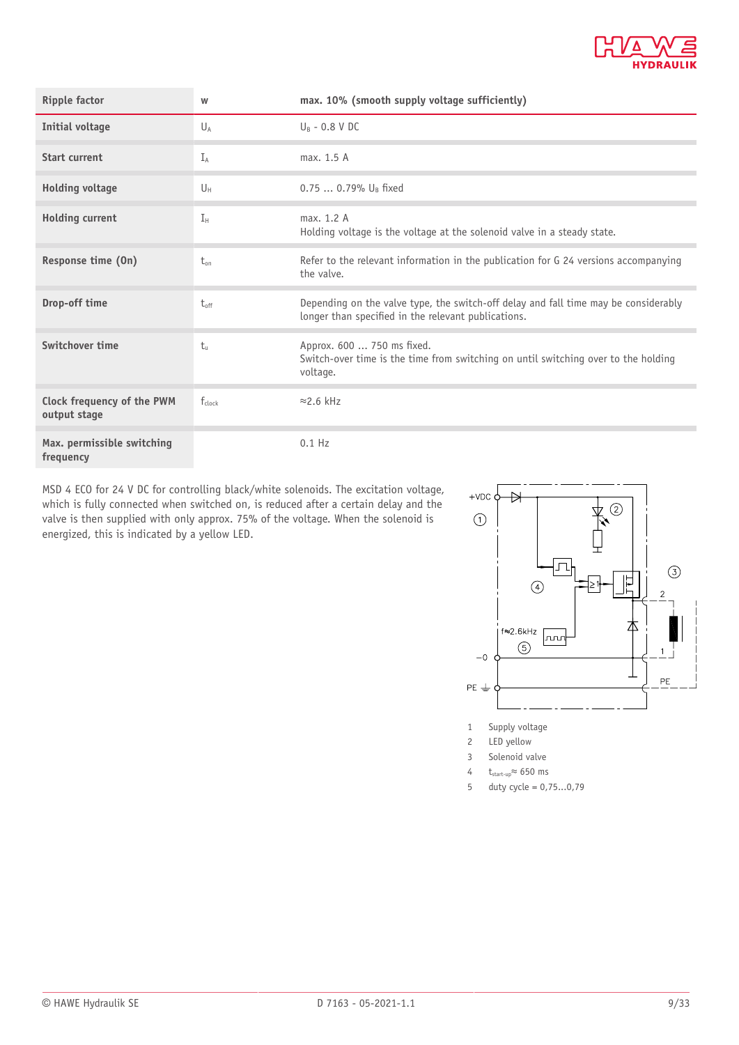| Ripple factor | w | max. 10% (smooth supply voltage sufficiently) |
|---|---|---|
| Initial voltage | $U_A$ | $U_B$ - 0.8 V DC |
| Start current | $I_A$ | max. 1.5 A |
| Holding voltage | $U_H$ | 0.75 … 0.79% $U_B$ fixed |
| Holding current | $I_H$ | max. 1.2 A<br>Holding voltage is the voltage at the solenoid valve in a steady state. |
| Response time (On) | $t_{on}$ | Refer to the relevant information in the publication for G 24 versions accompanying the valve. |
| Drop-off time | $t_{off}$ | Depending on the valve type, the switch-off delay and fall time may be considerably longer than specified in the relevant publications. |
| Switchover time | $t_u$ | Approx. 600 … 750 ms fixed.<br>Switch-over time is the time from switching on until switching over to the holding voltage. |
| Clock frequency of the PWM output stage | $f_{clock}$ | ≈2.6 kHz |
| Max. permissible switching frequency | | 0.1 Hz |

MSD 4 ECO for 24 V DC for controlling black/white solenoids. The excitation voltage, which is fully connected when switched on, is reduced after a certain delay and the valve is then supplied with only approx. 75% of the voltage. When the solenoid is energized, this is indicated by a yellow LED.

1 Supply voltage
2 LED yellow
3 Solenoid valve
4 $t_{start-up}$ ≈ 650 ms
5 duty cycle = 0,75...0,79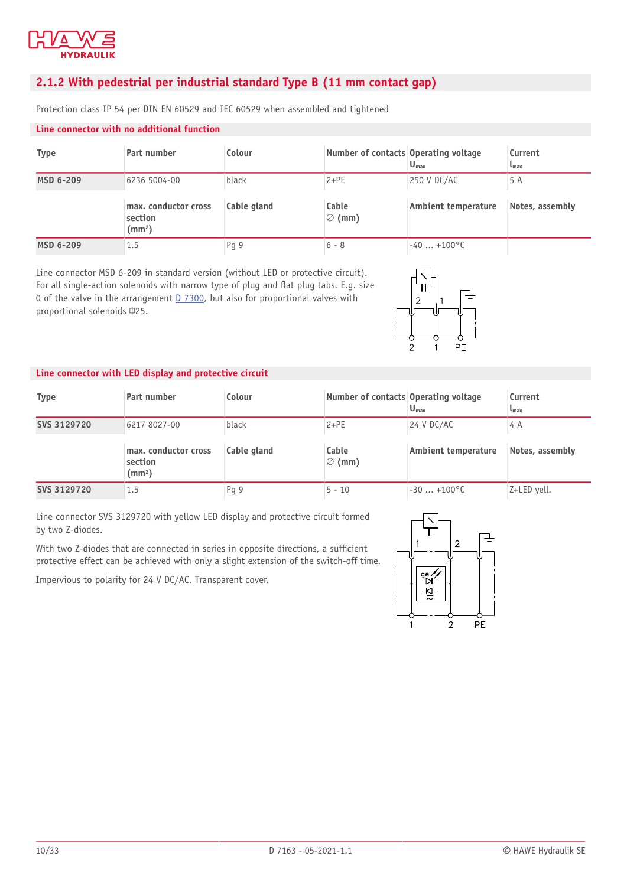## 2.1.2 With pedestrial per industrial standard Type B (11 mm contact gap)

Protection class IP 54 per DIN EN 60529 and IEC 60529 when assembled and tightened

### Line connector with no additional function

| Type | Part number | Colour | Number of contacts | Operating voltage $U_{max}$ | Current $I_{max}$ |
|---|---|---|---|---|---|
| **MSD 6-209** | 6236 5004-00 | black | 2+PE | 250 V DC/AC | 5 A |
| | **max. conductor cross section (mm²)** | **Cable gland** | **Cable ∅ (mm)** | **Ambient temperature** | **Notes, assembly** |
| **MSD 6-209** | 1.5 | Pg 9 | 6 - 8 | -40 ... +100°C | |

Line connector MSD 6-209 in standard version (without LED or protective circuit). For all single-action solenoids with narrow type of plug and flat plug tabs. E.g. size 0 of the valve in the arrangement D 7300, but also for proportional valves with proportional solenoids ⌀25.

### Line connector with LED display and protective circuit

| Type | Part number | Colour | Number of contacts | Operating voltage $U_{max}$ | Current $I_{max}$ |
|---|---|---|---|---|---|
| **SVS 3129720** | 6217 8027-00 | black | 2+PE | 24 V DC/AC | 4 A |
| | **max. conductor cross section (mm²)** | **Cable gland** | **Cable ∅ (mm)** | **Ambient temperature** | **Notes, assembly** |
| **SVS 3129720** | 1.5 | Pg 9 | 5 - 10 | -30 ... +100°C | Z+LED yell. |

Line connector SVS 3129720 with yellow LED display and protective circuit formed by two Z-diodes.

With two Z-diodes that are connected in series in opposite directions, a sufficient protective effect can be achieved with only a slight extension of the switch-off time.

Impervious to polarity for 24 V DC/AC. Transparent cover.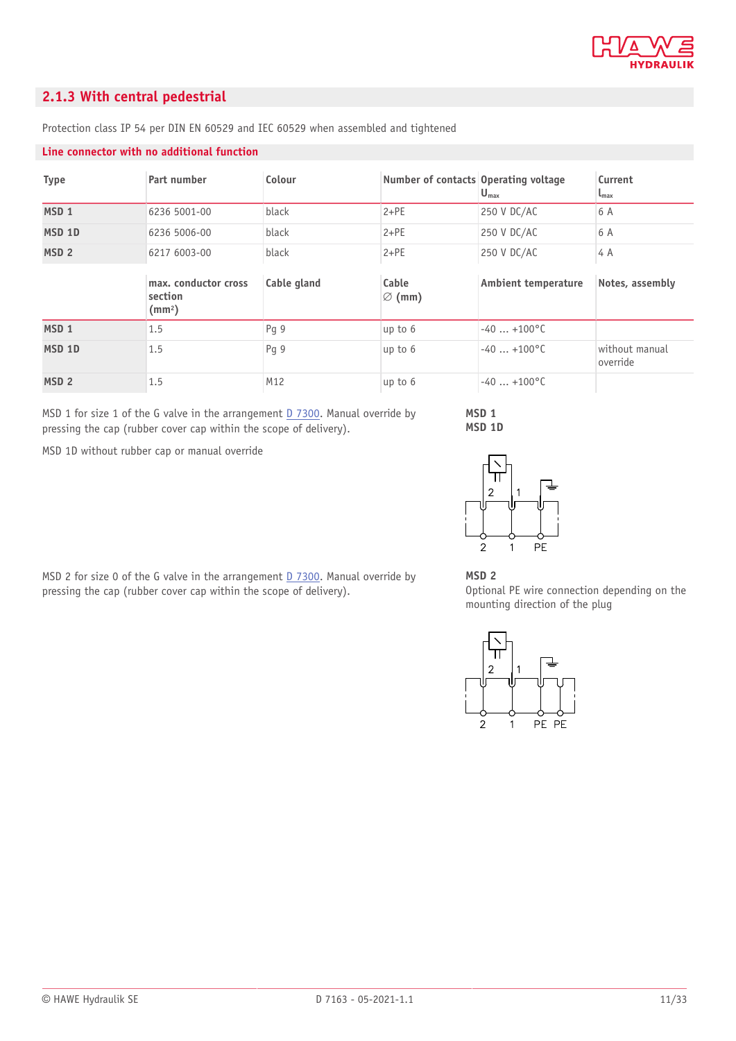## 2.1.3 With central pedestrial

Protection class IP 54 per DIN EN 60529 and IEC 60529 when assembled and tightened

**Line connector with no additional function**

| Type | Part number | Colour | Number of contacts | Operating voltage $U_{max}$ | Current $I_{max}$ |
|---|---|---|---|---|---|
| **MSD 1** | 6236 5001-00 | black | 2+PE | 250 V DC/AC | 6 A |
| **MSD 1D** | 6236 5006-00 | black | 2+PE | 250 V DC/AC | 6 A |
| **MSD 2** | 6217 6003-00 | black | 2+PE | 250 V DC/AC | 4 A |
| | **max. conductor cross section (mm²)** | **Cable gland** | **Cable ∅ (mm)** | **Ambient temperature** | **Notes, assembly** |
| **MSD 1** | 1.5 | Pg 9 | up to 6 | -40 ... +100°C | |
| **MSD 1D** | 1.5 | Pg 9 | up to 6 | -40 ... +100°C | without manual override |
| **MSD 2** | 1.5 | M12 | up to 6 | -40 ... +100°C | |

MSD 1 for size 1 of the G valve in the arrangement D 7300. Manual override by pressing the cap (rubber cover cap within the scope of delivery).

MSD 1D without rubber cap or manual override

**MSD 1**
**MSD 1D**

2 1 PE

MSD 2 for size 0 of the G valve in the arrangement D 7300. Manual override by pressing the cap (rubber cover cap within the scope of delivery).

**MSD 2**
Optional PE wire connection depending on the mounting direction of the plug

2 1 PE PE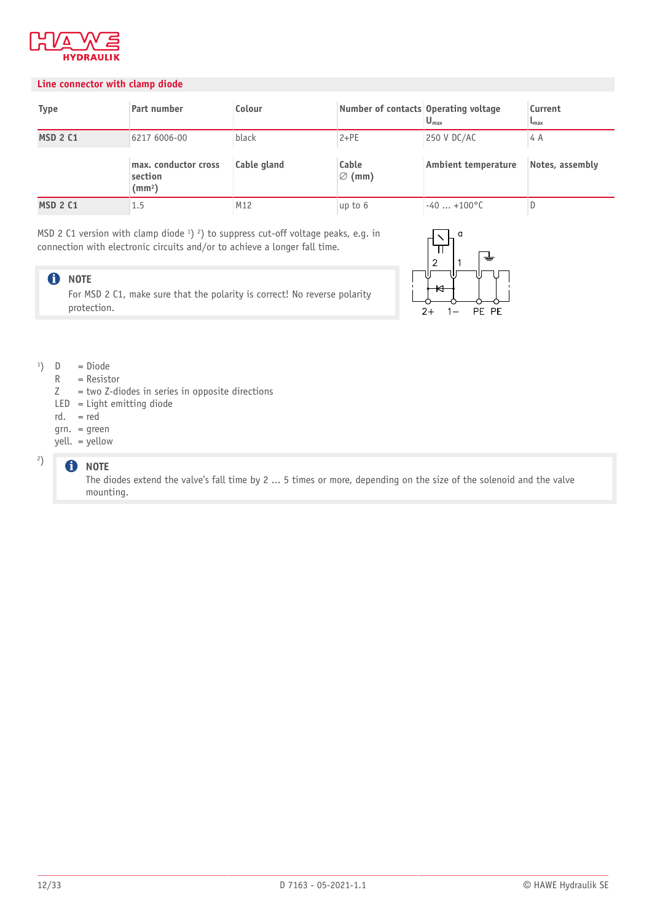## Line connector with clamp diode

| Type | Part number | Colour | Number of contacts | Operating voltage $U_{max}$ | Current $I_{max}$ |
|---|---|---|---|---|---|
| **MSD 2 C1** | 6217 6006-00 | black | 2+PE | 250 V DC/AC | 4 A |
| | **max. conductor cross section (mm²)** | **Cable gland** | **Cable ∅ (mm)** | **Ambient temperature** | **Notes, assembly** |
| **MSD 2 C1** | 1.5 | M12 | up to 6 | -40 ... +100°C | D |

MSD 2 C1 version with clamp diode [1]) [2]) to suppress cut-off voltage peaks, e.g. in connection with electronic circuits and/or to achieve a longer fall time.

> **NOTE**
> For MSD 2 C1, make sure that the polarity is correct! No reverse polarity protection.

a

2 1

2+ 1– PE PE

[1]) D = Diode
R = Resistor
Z = two Z-diodes in series in opposite directions
LED = Light emitting diode
rd. = red
grn. = green
yell. = yellow

[2])
> **NOTE**
> The diodes extend the valve's fall time by 2 ... 5 times or more, depending on the size of the solenoid and the valve mounting.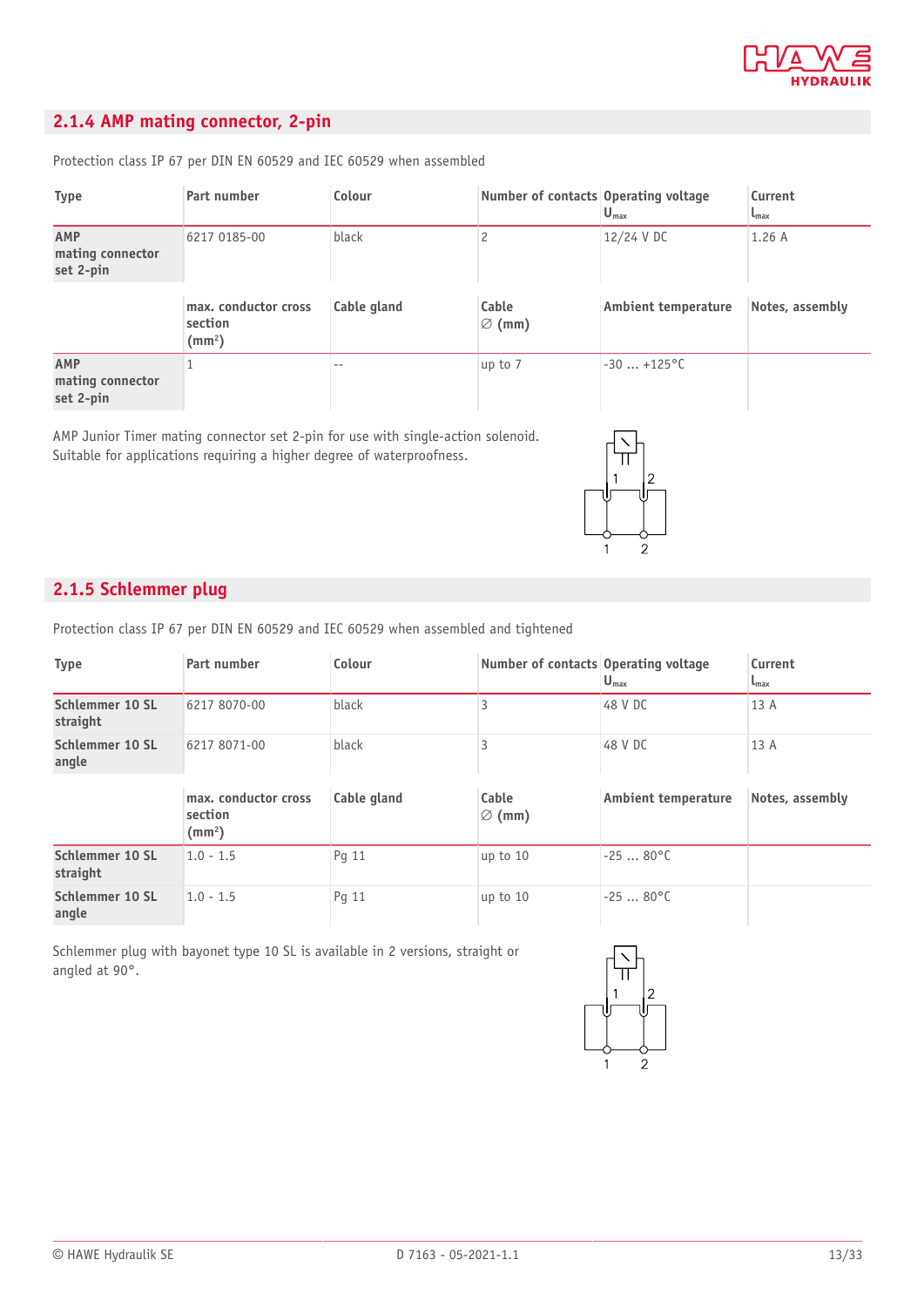## 2.1.4 AMP mating connector, 2-pin

Protection class IP 67 per DIN EN 60529 and IEC 60529 when assembled

| Type | Part number | Colour | Number of contacts | Operating voltage $U_{max}$ | Current $I_{max}$ |
|---|---|---|---|---|---|
| **AMP mating connector set 2-pin** | 6217 0185-00 | black | 2 | 12/24 V DC | 1.26 A |

| | max. conductor cross section (mm²) | Cable gland | Cable ∅ (mm) | Ambient temperature | Notes, assembly |
|---|---|---|---|---|---|
| **AMP mating connector set 2-pin** | 1 | -- | up to 7 | -30 ... +125°C | |

AMP Junior Timer mating connector set 2-pin for use with single-action solenoid. Suitable for applications requiring a higher degree of waterproofness.

## 2.1.5 Schlemmer plug

Protection class IP 67 per DIN EN 60529 and IEC 60529 when assembled and tightened

| Type | Part number | Colour | Number of contacts | Operating voltage $U_{max}$ | Current $I_{max}$ |
|---|---|---|---|---|---|
| **Schlemmer 10 SL straight** | 6217 8070-00 | black | 3 | 48 V DC | 13 A |
| **Schlemmer 10 SL angle** | 6217 8071-00 | black | 3 | 48 V DC | 13 A |

| | max. conductor cross section (mm²) | Cable gland | Cable ∅ (mm) | Ambient temperature | Notes, assembly |
|---|---|---|---|---|---|
| **Schlemmer 10 SL straight** | 1.0 - 1.5 | Pg 11 | up to 10 | -25 ... 80°C | |
| **Schlemmer 10 SL angle** | 1.0 - 1.5 | Pg 11 | up to 10 | -25 ... 80°C | |

Schlemmer plug with bayonet type 10 SL is available in 2 versions, straight or angled at 90°.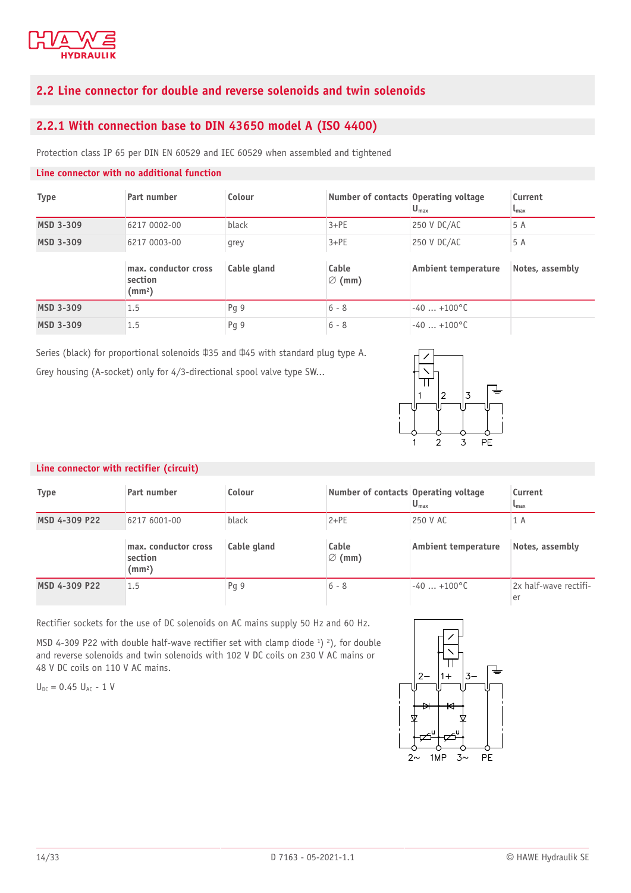## 2.2 Line connector for double and reverse solenoids and twin solenoids

### 2.2.1 With connection base to DIN 43650 model A (ISO 4400)

Protection class IP 65 per DIN EN 60529 and IEC 60529 when assembled and tightened

**Line connector with no additional function**

| Type | Part number | Colour | Number of contacts | Operating voltage $U_{max}$ | Current $I_{max}$ |
|---|---|---|---|---|---|
| **MSD 3-309** | 6217 0002-00 | black | 3+PE | 250 V DC/AC | 5 A |
| **MSD 3-309** | 6217 0003-00 | grey | 3+PE | 250 V DC/AC | 5 A |
| | **max. conductor cross section (mm²)** | **Cable gland** | **Cable ∅ (mm)** | **Ambient temperature** | **Notes, assembly** |
| **MSD 3-309** | 1.5 | Pg 9 | 6 - 8 | -40 ... +100°C | |
| **MSD 3-309** | 1.5 | Pg 9 | 6 - 8 | -40 ... +100°C | |

Series (black) for proportional solenoids ⌷35 and ⌷45 with standard plug type A.

Grey housing (A-socket) only for 4/3-directional spool valve type SW...

**Line connector with rectifier (circuit)**

| Type | Part number | Colour | Number of contacts | Operating voltage $U_{max}$ | Current $I_{max}$ |
|---|---|---|---|---|---|
| **MSD 4-309 P22** | 6217 6001-00 | black | 2+PE | 250 V AC | 1 A |
| | **max. conductor cross section (mm²)** | **Cable gland** | **Cable ∅ (mm)** | **Ambient temperature** | **Notes, assembly** |
| **MSD 4-309 P22** | 1.5 | Pg 9 | 6 - 8 | -40 ... +100°C | 2x half-wave rectifier |

Rectifier sockets for the use of DC solenoids on AC mains supply 50 Hz and 60 Hz.

MSD 4-309 P22 with double half-wave rectifier set with clamp diode [1] [2]), for double and reverse solenoids and twin solenoids with 102 V DC coils on 230 V AC mains or 48 V DC coils on 110 V AC mains.

$U_{DC} = 0.45\ U_{AC} - 1\ V$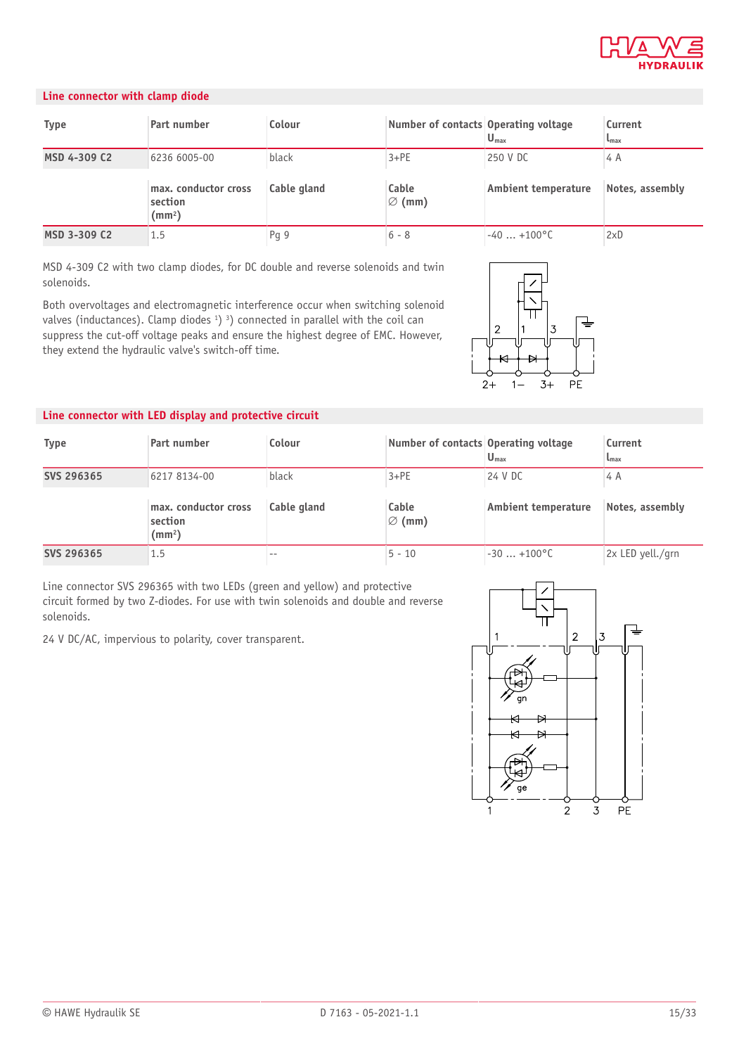## Line connector with clamp diode

| Type | Part number | Colour | Number of contacts | Operating voltage $U_{max}$ | Current $I_{max}$ |
|---|---|---|---|---|---|
| **MSD 4-309 C2** | 6236 6005-00 | black | 3+PE | 250 V DC | 4 A |
| | **max. conductor cross section (mm²)** | **Cable gland** | **Cable ∅ (mm)** | **Ambient temperature** | **Notes, assembly** |
| **MSD 3-309 C2** | 1.5 | Pg 9 | 6 - 8 | -40 ... +100°C | 2xD |

MSD 4-309 C2 with two clamp diodes, for DC double and reverse solenoids and twin solenoids.

Both overvoltages and electromagnetic interference occur when switching solenoid valves (inductances). Clamp diodes [1] [3]) connected in parallel with the coil can suppress the cut-off voltage peaks and ensure the highest degree of EMC. However, they extend the hydraulic valve's switch-off time.

## Line connector with LED display and protective circuit

| Type | Part number | Colour | Number of contacts | Operating voltage $U_{max}$ | Current $I_{max}$ |
|---|---|---|---|---|---|
| **SVS 296365** | 6217 8134-00 | black | 3+PE | 24 V DC | 4 A |
| | **max. conductor cross section (mm²)** | **Cable gland** | **Cable ∅ (mm)** | **Ambient temperature** | **Notes, assembly** |
| **SVS 296365** | 1.5 | -- | 5 - 10 | -30 ... +100°C | 2x LED yell./grn |

Line connector SVS 296365 with two LEDs (green and yellow) and protective circuit formed by two Z-diodes. For use with twin solenoids and double and reverse solenoids.

24 V DC/AC, impervious to polarity, cover transparent.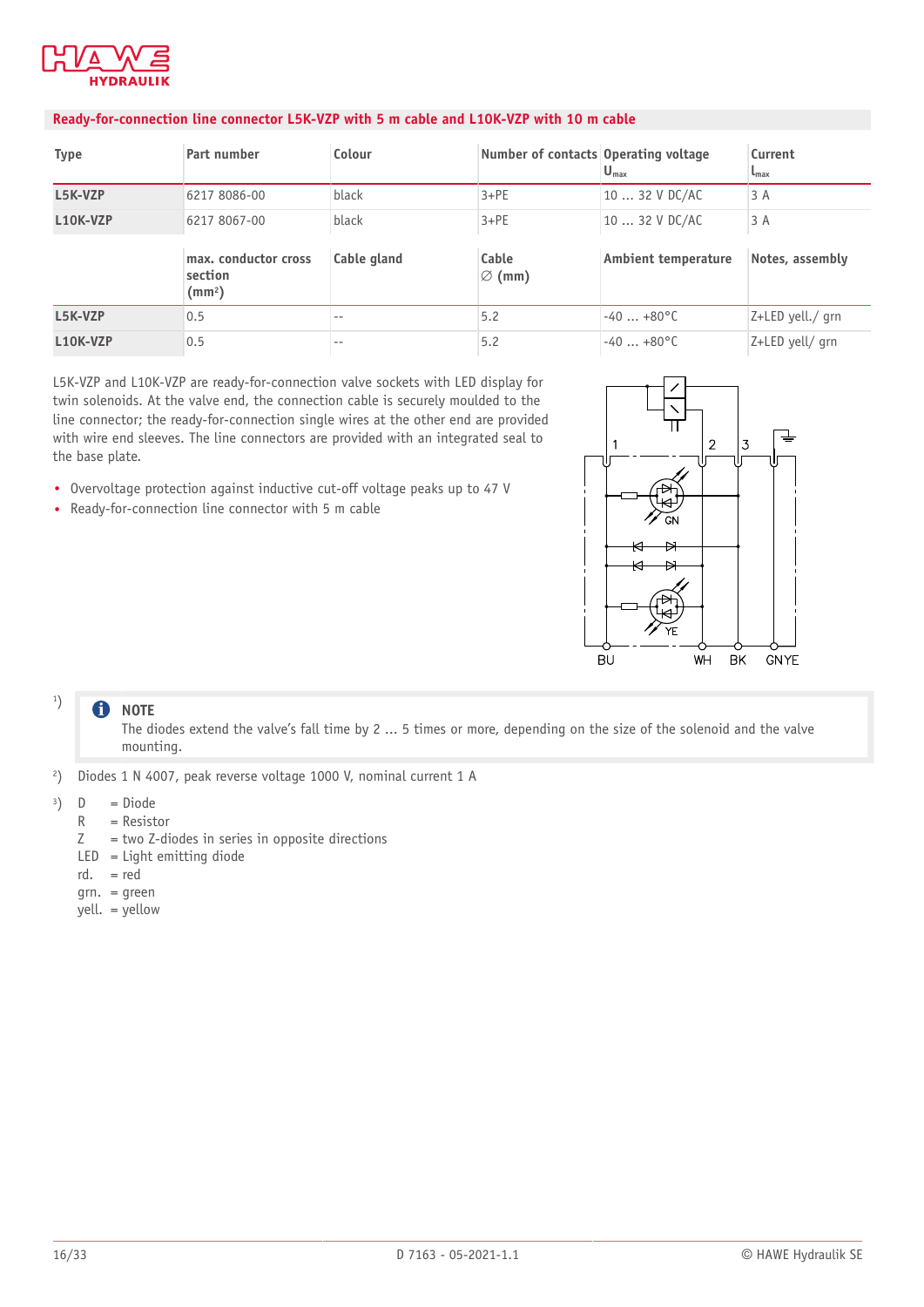## Ready-for-connection line connector L5K-VZP with 5 m cable and L10K-VZP with 10 m cable

| Type | Part number | Colour | Number of contacts | Operating voltage $U_{max}$ | Current $I_{max}$ |
|---|---|---|---|---|---|
| **L5K-VZP** | 6217 8086-00 | black | 3+PE | 10 … 32 V DC/AC | 3 A |
| **L10K-VZP** | 6217 8067-00 | black | 3+PE | 10 … 32 V DC/AC | 3 A |

| | max. conductor cross section (mm²) | Cable gland | Cable ∅ (mm) | Ambient temperature | Notes, assembly |
|---|---|---|---|---|---|
| **L5K-VZP** | 0.5 | -- | 5.2 | -40 … +80°C | Z+LED yell./ grn |
| **L10K-VZP** | 0.5 | -- | 5.2 | -40 … +80°C | Z+LED yell/ grn |

L5K-VZP and L10K-VZP are ready-for-connection valve sockets with LED display for twin solenoids. At the valve end, the connection cable is securely moulded to the line connector; the ready-for-connection single wires at the other end are provided with wire end sleeves. The line connectors are provided with an integrated seal to the base plate.

- Overvoltage protection against inductive cut-off voltage peaks up to 47 V
- Ready-for-connection line connector with 5 m cable

1 2 3 GN YE BU WH BK GNYE

[1] **NOTE**
The diodes extend the valve's fall time by 2 … 5 times or more, depending on the size of the solenoid and the valve mounting.

[2] Diodes 1 N 4007, peak reverse voltage 1000 V, nominal current 1 A

[3] D = Diode
R = Resistor
Z = two Z-diodes in series in opposite directions
LED = Light emitting diode
rd. = red
grn. = green
yell. = yellow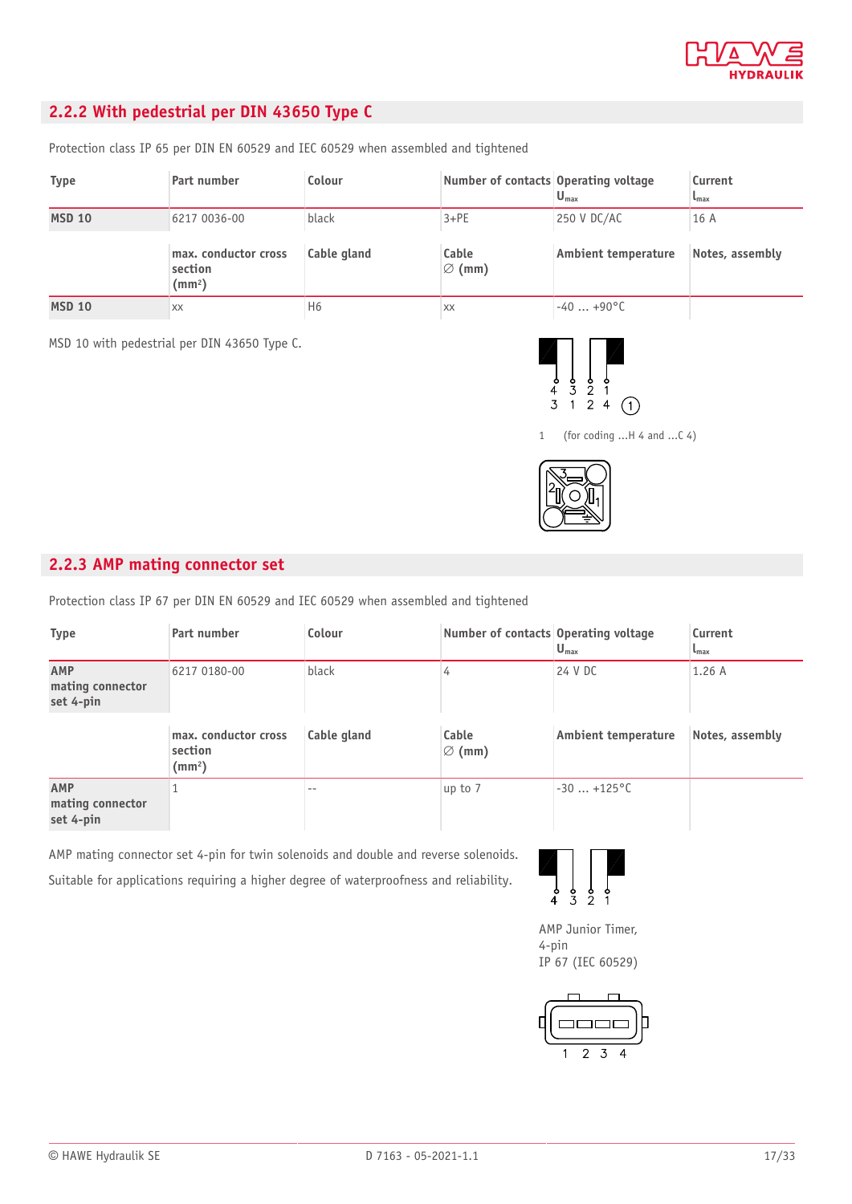## 2.2.2 With pedestrial per DIN 43650 Type C

Protection class IP 65 per DIN EN 60529 and IEC 60529 when assembled and tightened

| Type | Part number | Colour | Number of contacts | Operating voltage $U_{max}$ | Current $I_{max}$ |
|---|---|---|---|---|---|
| **MSD 10** | 6217 0036-00 | black | 3+PE | 250 V DC/AC | 16 A |
| | **max. conductor cross section (mm²)** | **Cable gland** | **Cable ∅ (mm)** | **Ambient temperature** | **Notes, assembly** |
| **MSD 10** | xx | H6 | xx | -40 ... +90°C | |

MSD 10 with pedestrial per DIN 43650 Type C.

4 3 2 1
3 1 2 4 (1)

1 (for coding ...H 4 and ...C 4)

## 2.2.3 AMP mating connector set

Protection class IP 67 per DIN EN 60529 and IEC 60529 when assembled and tightened

| Type | Part number | Colour | Number of contacts | Operating voltage $U_{max}$ | Current $I_{max}$ |
|---|---|---|---|---|---|
| **AMP mating connector set 4-pin** | 6217 0180-00 | black | 4 | 24 V DC | 1.26 A |
| | **max. conductor cross section (mm²)** | **Cable gland** | **Cable ∅ (mm)** | **Ambient temperature** | **Notes, assembly** |
| **AMP mating connector set 4-pin** | 1 | -- | up to 7 | -30 ... +125°C | |

AMP mating connector set 4-pin for twin solenoids and double and reverse solenoids.

Suitable for applications requiring a higher degree of waterproofness and reliability.

4 3 2 1

AMP Junior Timer,
4-pin
IP 67 (IEC 60529)

1 2 3 4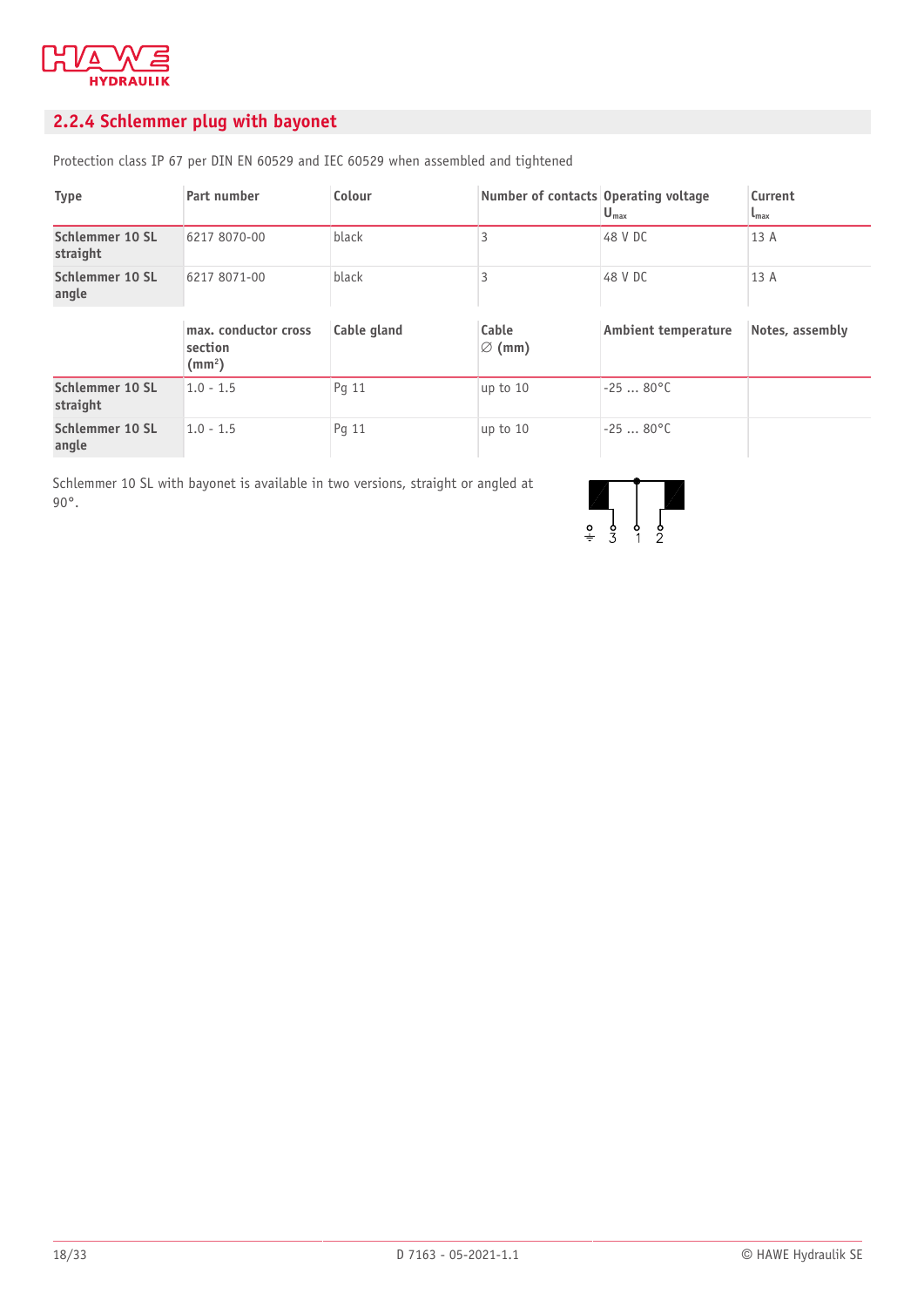## 2.2.4 Schlemmer plug with bayonet

Protection class IP 67 per DIN EN 60529 and IEC 60529 when assembled and tightened

| Type | Part number | Colour | Number of contacts | Operating voltage $U_{max}$ | Current $I_{max}$ |
|---|---|---|---|---|---|
| **Schlemmer 10 SL straight** | 6217 8070-00 | black | 3 | 48 V DC | 13 A |
| **Schlemmer 10 SL angle** | 6217 8071-00 | black | 3 | 48 V DC | 13 A |
| | **max. conductor cross section (mm²)** | **Cable gland** | **Cable ∅ (mm)** | **Ambient temperature** | **Notes, assembly** |
| **Schlemmer 10 SL straight** | 1.0 - 1.5 | Pg 11 | up to 10 | -25 ... 80°C | |
| **Schlemmer 10 SL angle** | 1.0 - 1.5 | Pg 11 | up to 10 | -25 ... 80°C | |

Schlemmer 10 SL with bayonet is available in two versions, straight or angled at 90°.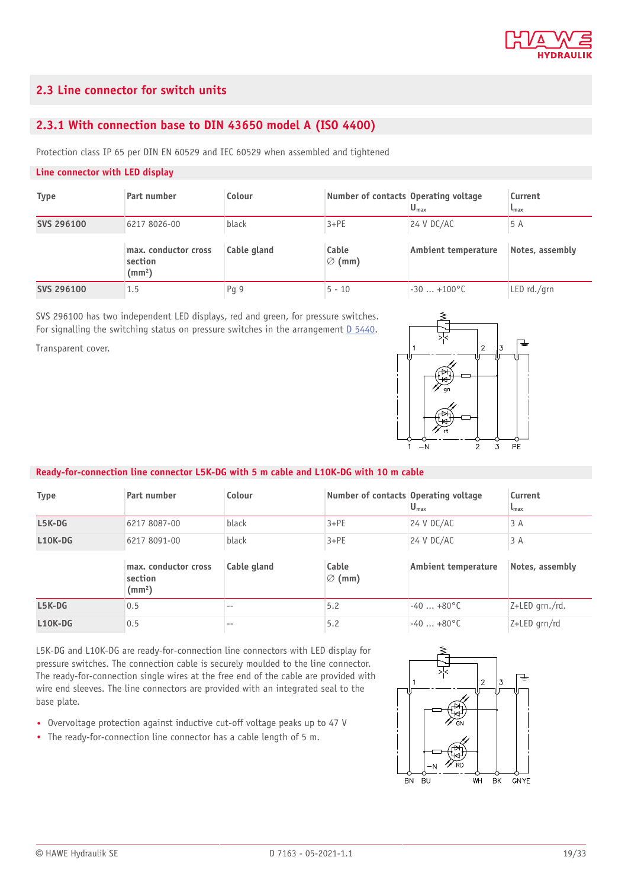## 2.3 Line connector for switch units

### 2.3.1 With connection base to DIN 43650 model A (ISO 4400)

Protection class IP 65 per DIN EN 60529 and IEC 60529 when assembled and tightened

#### Line connector with LED display

| Type | Part number | Colour | Number of contacts | Operating voltage $U_{max}$ | Current $I_{max}$ |
|---|---|---|---|---|---|
| **SVS 296100** | 6217 8026-00 | black | 3+PE | 24 V DC/AC | 5 A |
| | **max. conductor cross section (mm²)** | **Cable gland** | **Cable ∅ (mm)** | **Ambient temperature** | **Notes, assembly** |
| **SVS 296100** | 1.5 | Pg 9 | 5 - 10 | -30 ... +100°C | LED rd./grn |

SVS 296100 has two independent LED displays, red and green, for pressure switches.
For signalling the switching status on pressure switches in the arrangement D 5440.

Transparent cover.

#### Ready-for-connection line connector L5K-DG with 5 m cable and L10K-DG with 10 m cable

| Type | Part number | Colour | Number of contacts | Operating voltage $U_{max}$ | Current $I_{max}$ |
|---|---|---|---|---|---|
| **L5K-DG** | 6217 8087-00 | black | 3+PE | 24 V DC/AC | 3 A |
| **L10K-DG** | 6217 8091-00 | black | 3+PE | 24 V DC/AC | 3 A |
| | **max. conductor cross section (mm²)** | **Cable gland** | **Cable ∅ (mm)** | **Ambient temperature** | **Notes, assembly** |
| **L5K-DG** | 0.5 | -- | 5.2 | -40 ... +80°C | Z+LED grn./rd. |
| **L10K-DG** | 0.5 | -- | 5.2 | -40 ... +80°C | Z+LED grn/rd |

L5K-DG and L10K-DG are ready-for-connection line connectors with LED display for pressure switches. The connection cable is securely moulded to the line connector. The ready-for-connection single wires at the free end of the cable are provided with wire end sleeves. The line connectors are provided with an integrated seal to the base plate.

- Overvoltage protection against inductive cut-off voltage peaks up to 47 V
- The ready-for-connection line connector has a cable length of 5 m.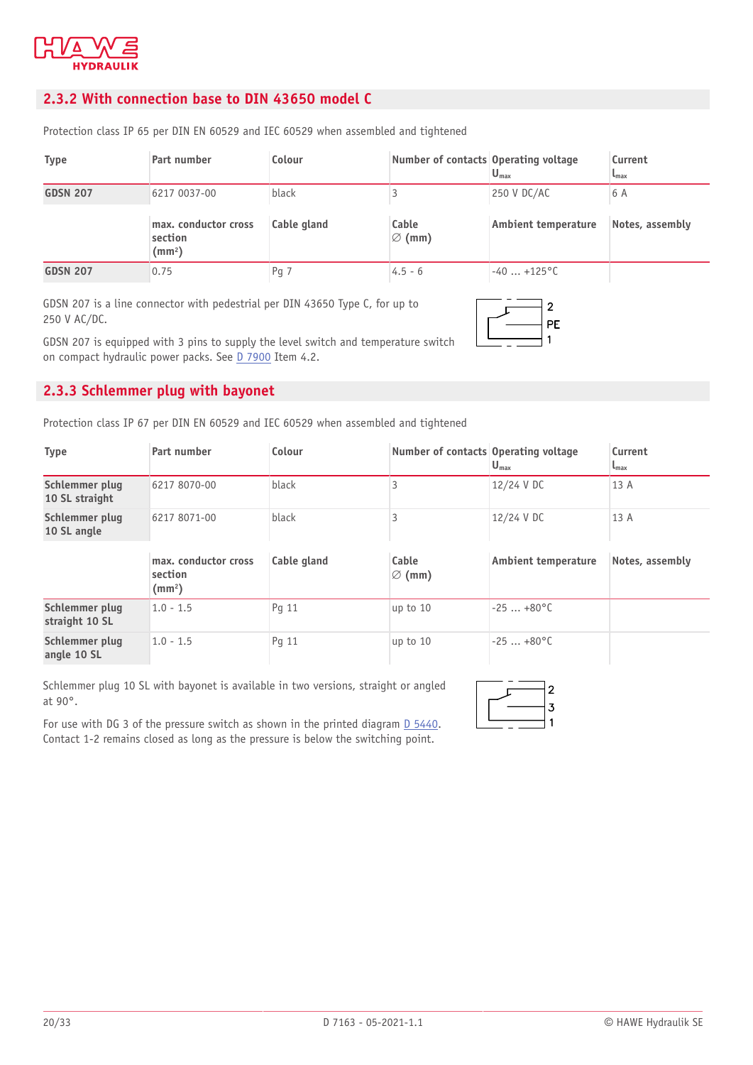## 2.3.2 With connection base to DIN 43650 model C

Protection class IP 65 per DIN EN 60529 and IEC 60529 when assembled and tightened

| Type | Part number | Colour | Number of contacts | Operating voltage $U_{max}$ | Current $I_{max}$ |
|---|---|---|---|---|---|
| **GDSN 207** | 6217 0037-00 | black | 3 | 250 V DC/AC | 6 A |
| | **max. conductor cross section (mm²)** | **Cable gland** | **Cable ∅ (mm)** | **Ambient temperature** | **Notes, assembly** |
| **GDSN 207** | 0.75 | Pg 7 | 4.5 - 6 | -40 ... +125°C | |

GDSN 207 is a line connector with pedestrial per DIN 43650 Type C, for up to 250 V AC/DC.

GDSN 207 is equipped with 3 pins to supply the level switch and temperature switch on compact hydraulic power packs. See D 7900 Item 4.2.

2
PE
1

## 2.3.3 Schlemmer plug with bayonet

Protection class IP 67 per DIN EN 60529 and IEC 60529 when assembled and tightened

| Type | Part number | Colour | Number of contacts | Operating voltage $U_{max}$ | Current $I_{max}$ |
|---|---|---|---|---|---|
| **Schlemmer plug 10 SL straight** | 6217 8070-00 | black | 3 | 12/24 V DC | 13 A |
| **Schlemmer plug 10 SL angle** | 6217 8071-00 | black | 3 | 12/24 V DC | 13 A |
| | **max. conductor cross section (mm²)** | **Cable gland** | **Cable ∅ (mm)** | **Ambient temperature** | **Notes, assembly** |
| **Schlemmer plug straight 10 SL** | 1.0 - 1.5 | Pg 11 | up to 10 | -25 ... +80°C | |
| **Schlemmer plug angle 10 SL** | 1.0 - 1.5 | Pg 11 | up to 10 | -25 ... +80°C | |

Schlemmer plug 10 SL with bayonet is available in two versions, straight or angled at 90°.

For use with DG 3 of the pressure switch as shown in the printed diagram D 5440. Contact 1-2 remains closed as long as the pressure is below the switching point.

2
3
1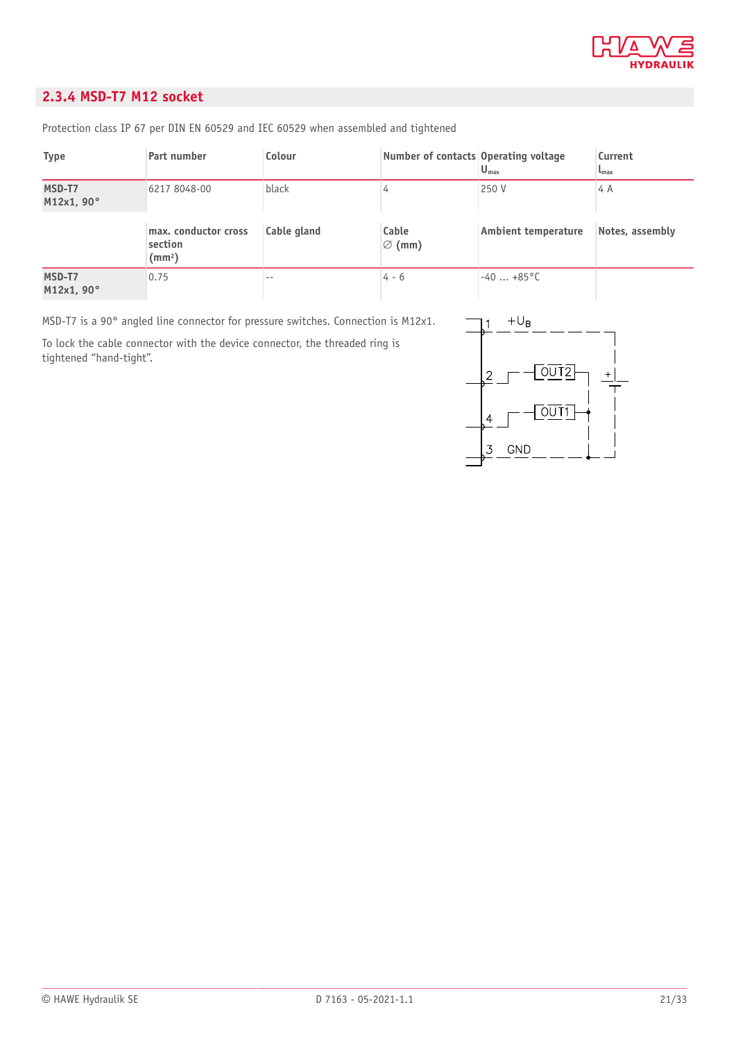## 2.3.4 MSD-T7 M12 socket

Protection class IP 67 per DIN EN 60529 and IEC 60529 when assembled and tightened

| Type | Part number | Colour | Number of contacts | Operating voltage $U_{max}$ | Current $I_{max}$ |
|---|---|---|---|---|---|
| **MSD-T7 M12x1, 90°** | 6217 8048-00 | black | 4 | 250 V | 4 A |
| | **max. conductor cross section (mm²)** | **Cable gland** | **Cable ∅ (mm)** | **Ambient temperature** | **Notes, assembly** |
| **MSD-T7 M12x1, 90°** | 0.75 | -- | 4 - 6 | -40 … +85°C | |

MSD-T7 is a 90° angled line connector for pressure switches. Connection is M12x1.

To lock the cable connector with the device connector, the threaded ring is tightened "hand-tight".

1 $+U_B$

2 OUT2

4 OUT1

3 GND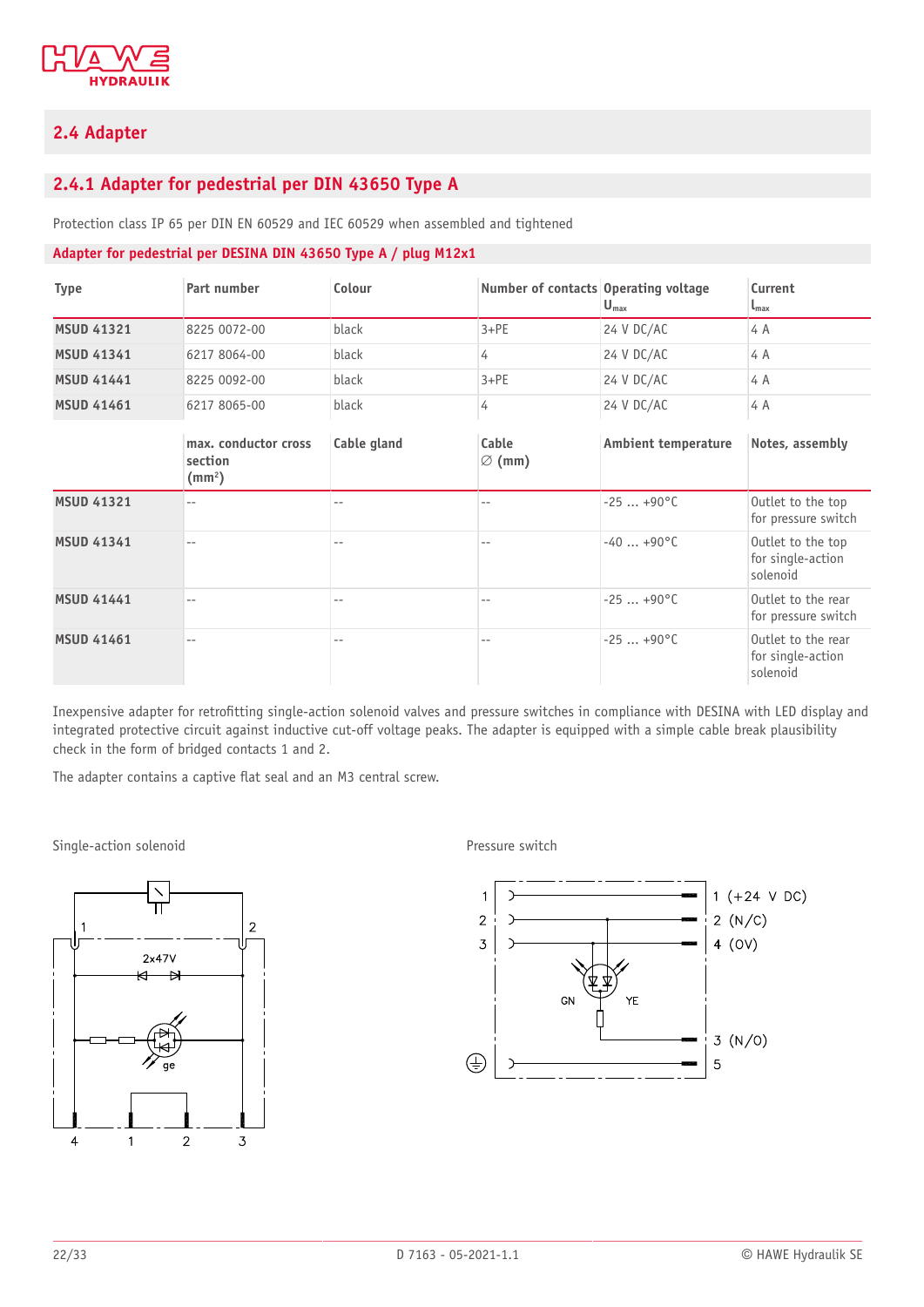## 2.4 Adapter

### 2.4.1 Adapter for pedestrial per DIN 43650 Type A

Protection class IP 65 per DIN EN 60529 and IEC 60529 when assembled and tightened

**Adapter for pedestrial per DESINA DIN 43650 Type A / plug M12x1**

| Type | Part number | Colour | Number of contacts | Operating voltage $U_{max}$ | Current $I_{max}$ |
|---|---|---|---|---|---|
| **MSUD 41321** | 8225 0072-00 | black | 3+PE | 24 V DC/AC | 4 A |
| **MSUD 41341** | 6217 8064-00 | black | 4 | 24 V DC/AC | 4 A |
| **MSUD 41441** | 8225 0092-00 | black | 3+PE | 24 V DC/AC | 4 A |
| **MSUD 41461** | 6217 8065-00 | black | 4 | 24 V DC/AC | 4 A |

| | max. conductor cross section (mm²) | Cable gland | Cable ∅ (mm) | Ambient temperature | Notes, assembly |
|---|---|---|---|---|---|
| **MSUD 41321** | -- | -- | -- | -25 ... +90°C | Outlet to the top for pressure switch |
| **MSUD 41341** | -- | -- | -- | -40 ... +90°C | Outlet to the top for single-action solenoid |
| **MSUD 41441** | -- | -- | -- | -25 ... +90°C | Outlet to the rear for pressure switch |
| **MSUD 41461** | -- | -- | -- | -25 ... +90°C | Outlet to the rear for single-action solenoid |

Inexpensive adapter for retrofitting single-action solenoid valves and pressure switches in compliance with DESINA with LED display and integrated protective circuit against inductive cut-off voltage peaks. The adapter is equipped with a simple cable break plausibility check in the form of bridged contacts 1 and 2.

The adapter contains a captive flat seal and an M3 central screw.

Single-action solenoid

Pressure switch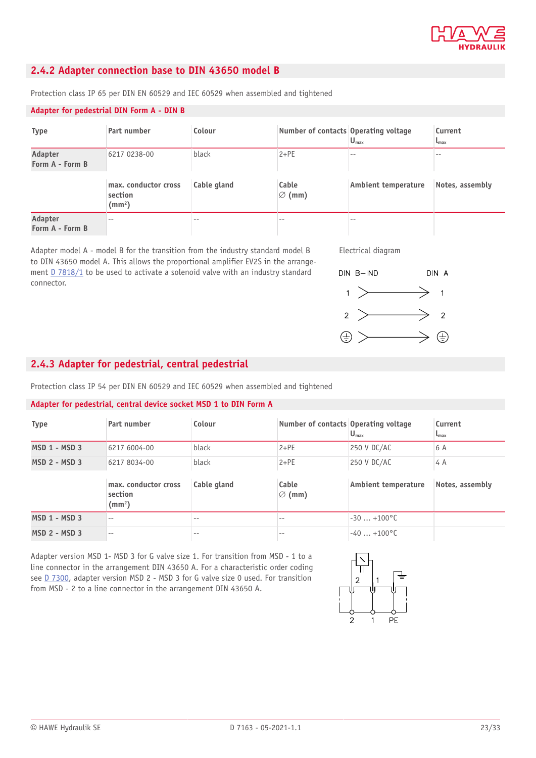## 2.4.2 Adapter connection base to DIN 43650 model B

Protection class IP 65 per DIN EN 60529 and IEC 60529 when assembled and tightened

### Adapter for pedestrial DIN Form A - DIN B

| Type | Part number | Colour | Number of contacts | Operating voltage $U_{max}$ | Current $I_{max}$ |
|---|---|---|---|---|---|
| **Adapter Form A - Form B** | 6217 0238-00 | black | 2+PE | -- | -- |

| | max. conductor cross section (mm²) | Cable gland | Cable ∅ (mm) | Ambient temperature | Notes, assembly |
|---|---|---|---|---|---|
| **Adapter Form A - Form B** | -- | -- | -- | -- | |

Adapter model A - model B for the transition from the industry standard model B to DIN 43650 model A. This allows the proportional amplifier EV2S in the arrangement D 7818/1 to be used to activate a solenoid valve with an industry standard connector.

Electrical diagram

DIN B–IND → DIN A

1 → 1

2 → 2

⏚ → ⏚

## 2.4.3 Adapter for pedestrial, central pedestrial

Protection class IP 54 per DIN EN 60529 and IEC 60529 when assembled and tightened

### Adapter for pedestrial, central device socket MSD 1 to DIN Form A

| Type | Part number | Colour | Number of contacts | Operating voltage $U_{max}$ | Current $I_{max}$ |
|---|---|---|---|---|---|
| **MSD 1 - MSD 3** | 6217 6004-00 | black | 2+PE | 250 V DC/AC | 6 A |
| **MSD 2 - MSD 3** | 6217 8034-00 | black | 2+PE | 250 V DC/AC | 4 A |

| | max. conductor cross section (mm²) | Cable gland | Cable ∅ (mm) | Ambient temperature | Notes, assembly |
|---|---|---|---|---|---|
| **MSD 1 - MSD 3** | -- | -- | -- | -30 ... +100°C | |
| **MSD 2 - MSD 3** | -- | -- | -- | -40 ... +100°C | |

Adapter version MSD 1- MSD 3 for G valve size 1. For transition from MSD - 1 to a line connector in the arrangement DIN 43650 A. For a characteristic order coding see D 7300, adapter version MSD 2 - MSD 3 for G valve size 0 used. For transition from MSD - 2 to a line connector in the arrangement DIN 43650 A.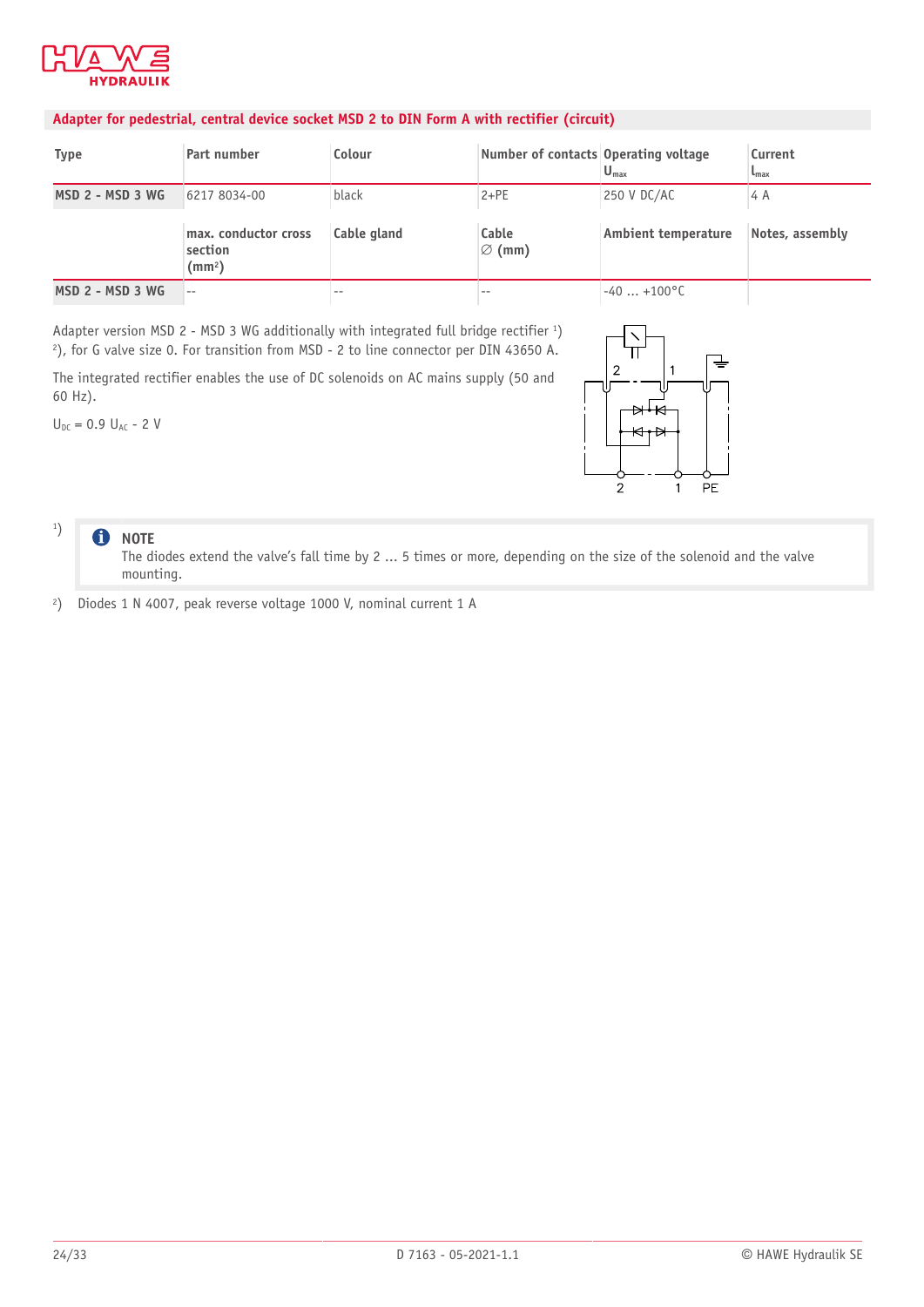## Adapter for pedestrial, central device socket MSD 2 to DIN Form A with rectifier (circuit)

| Type | Part number | Colour | Number of contacts | Operating voltage $U_{max}$ | Current $I_{max}$ |
|---|---|---|---|---|---|
| **MSD 2 - MSD 3 WG** | 6217 8034-00 | black | 2+PE | 250 V DC/AC | 4 A |
| | **max. conductor cross section (mm²)** | **Cable gland** | **Cable ∅ (mm)** | **Ambient temperature** | **Notes, assembly** |
| **MSD 2 - MSD 3 WG** | -- | -- | -- | -40 ... +100°C | |

Adapter version MSD 2 - MSD 3 WG additionally with integrated full bridge rectifier [1] [2], for G valve size 0. For transition from MSD - 2 to line connector per DIN 43650 A.

The integrated rectifier enables the use of DC solenoids on AC mains supply (50 and 60 Hz).

$U_{DC} = 0.9\ U_{AC} - 2\ V$

[1] **NOTE**
The diodes extend the valve's fall time by 2 ... 5 times or more, depending on the size of the solenoid and the valve mounting.

[2] Diodes 1 N 4007, peak reverse voltage 1000 V, nominal current 1 A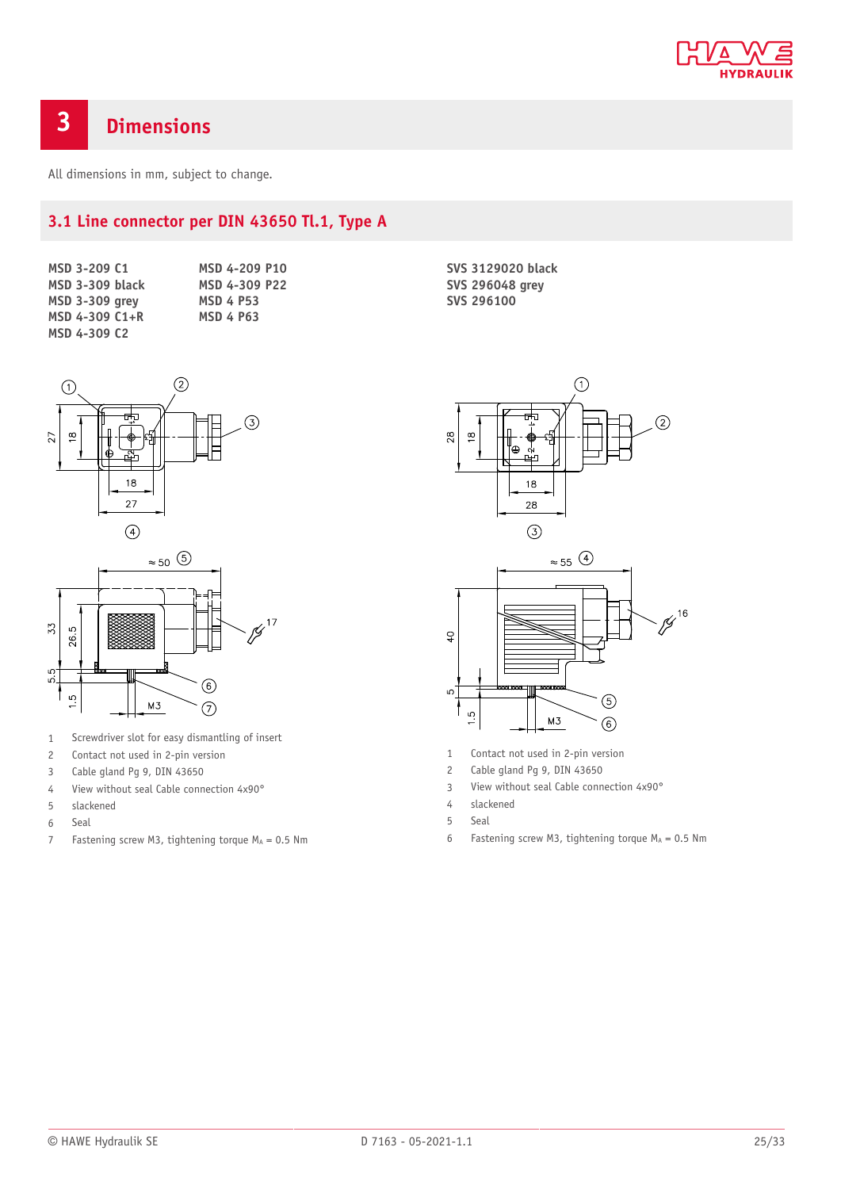## 3 Dimensions

All dimensions in mm, subject to change.

### 3.1 Line connector per DIN 43650 Tl.1, Type A

**MSD 3-209 C1**
**MSD 3-309 black**
**MSD 3-309 grey**
**MSD 4-309 C1+R**
**MSD 4-309 C2**

**MSD 4-209 P10**
**MSD 4-309 P22**
**MSD 4 P53**
**MSD 4 P63**

**SVS 3129020 black**
**SVS 296048 grey**
**SVS 296100**

1. Screwdriver slot for easy dismantling of insert
2. Contact not used in 2-pin version
3. Cable gland Pg 9, DIN 43650
4. View without seal Cable connection 4x90°
5. slackened
6. Seal
7. Fastening screw M3, tightening torque $M_A$ = 0.5 Nm

1. Contact not used in 2-pin version
2. Cable gland Pg 9, DIN 43650
3. View without seal Cable connection 4x90°
4. slackened
5. Seal
6. Fastening screw M3, tightening torque $M_A$ = 0.5 Nm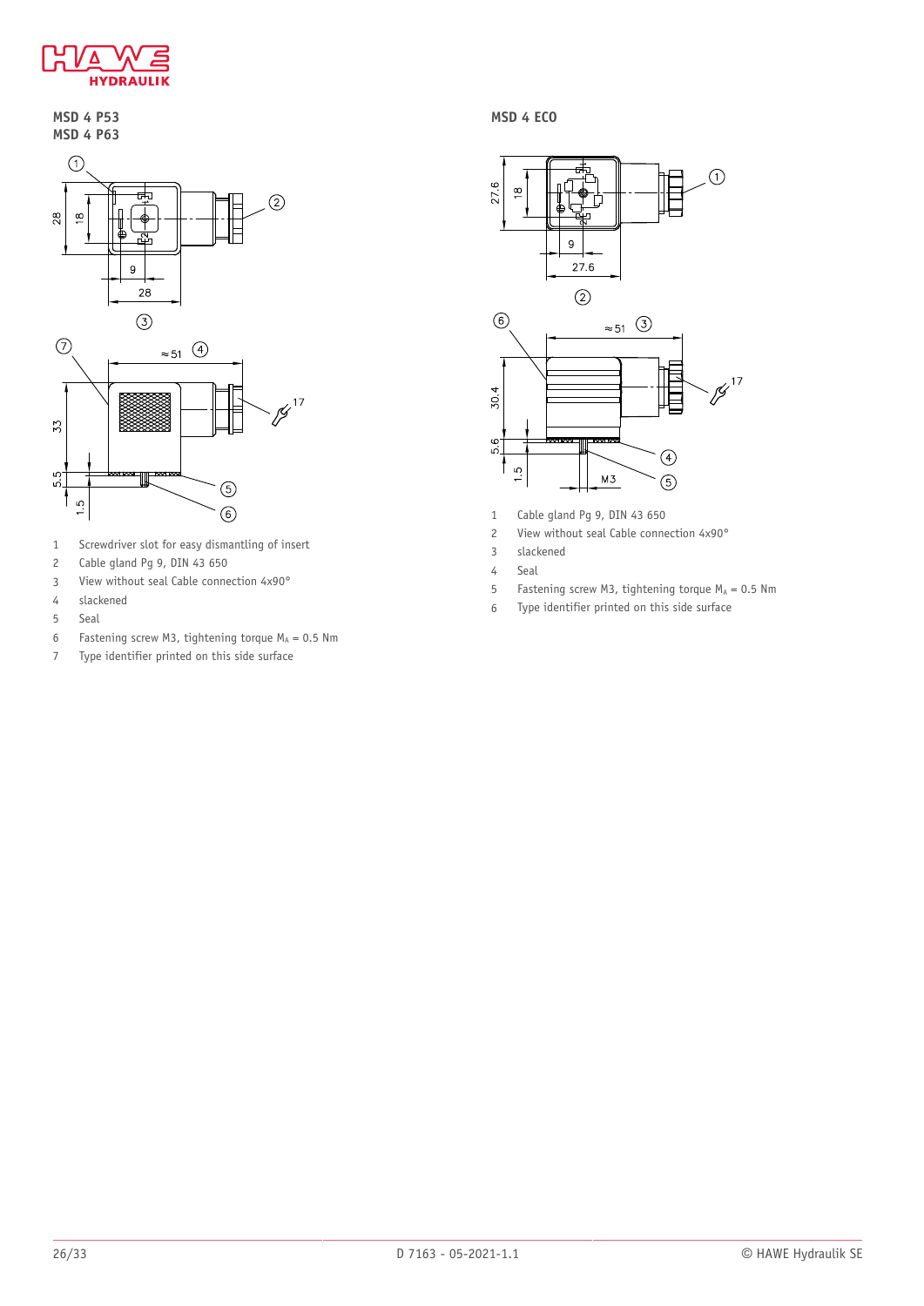**MSD 4 P53**
**MSD 4 P63**

1. Screwdriver slot for easy dismantling of insert
2. Cable gland Pg 9, DIN 43 650
3. View without seal Cable connection 4x90°
4. slackened
5. Seal
6. Fastening screw M3, tightening torque $M_A$ = 0.5 Nm
7. Type identifier printed on this side surface

**MSD 4 ECO**

1. Cable gland Pg 9, DIN 43 650
2. View without seal Cable connection 4x90°
3. slackened
4. Seal
5. Fastening screw M3, tightening torque $M_A$ = 0.5 Nm
6. Type identifier printed on this side surface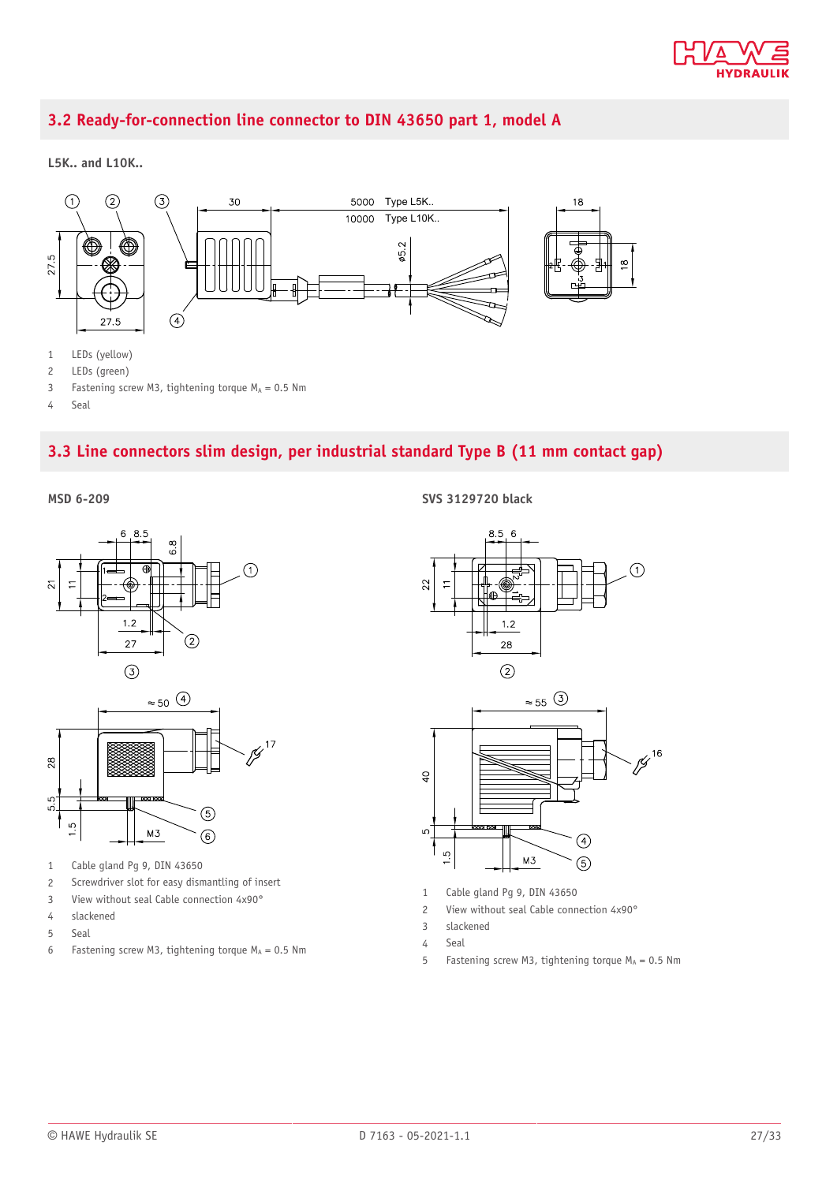## 3.2 Ready-for-connection line connector to DIN 43650 part 1, model A

**L5K.. and L10K..**

1 LEDs (yellow)
2 LEDs (green)
3 Fastening screw M3, tightening torque $M_A$ = 0.5 Nm
4 Seal

## 3.3 Line connectors slim design, per industrial standard Type B (11 mm contact gap)

**MSD 6-209**

1 Cable gland Pg 9, DIN 43650
2 Screwdriver slot for easy dismantling of insert
3 View without seal Cable connection 4x90°
4 slackened
5 Seal
6 Fastening screw M3, tightening torque $M_A$ = 0.5 Nm

**SVS 3129720 black**

1 Cable gland Pg 9, DIN 43650
2 View without seal Cable connection 4x90°
3 slackened
4 Seal
5 Fastening screw M3, tightening torque $M_A$ = 0.5 Nm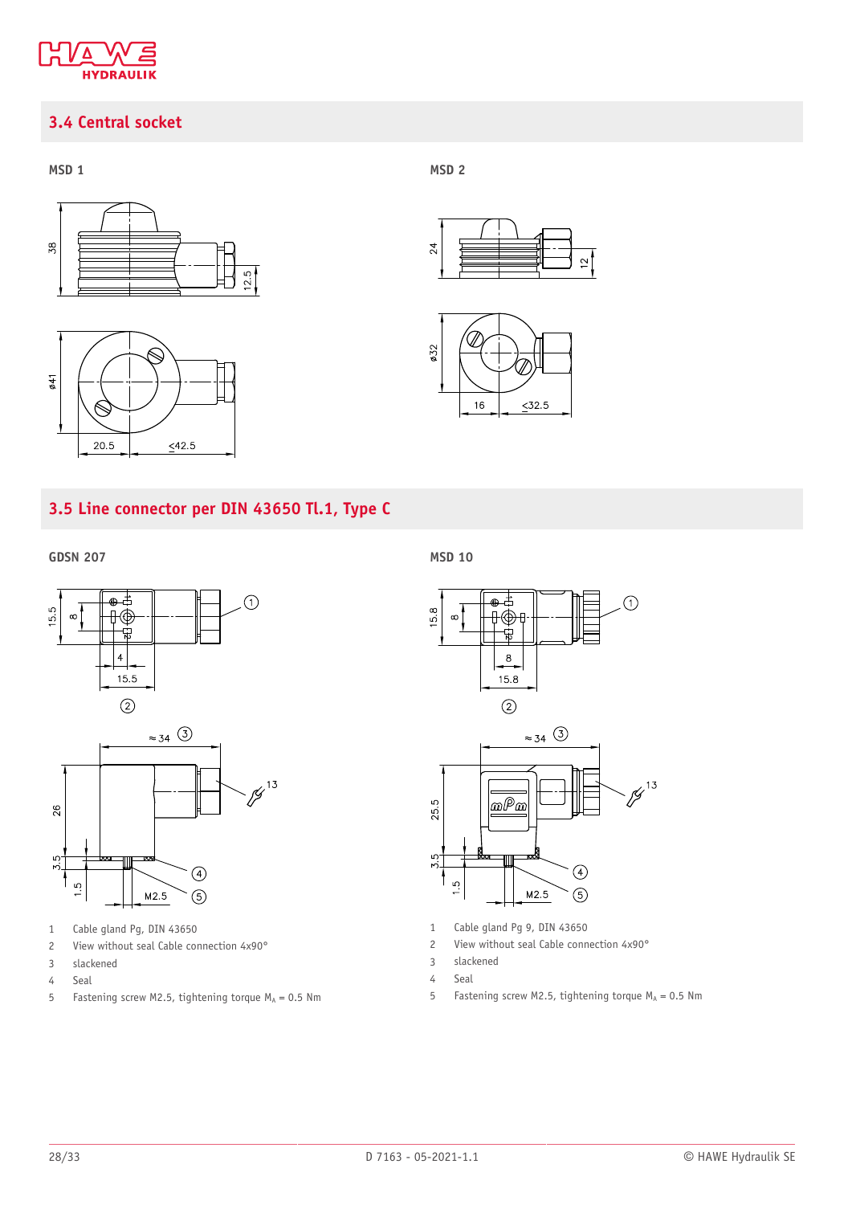## 3.4 Central socket

MSD 1

MSD 2

## 3.5 Line connector per DIN 43650 Tl.1, Type C

GDSN 207

1 Cable gland Pg, DIN 43650
2 View without seal Cable connection 4x90°
3 slackened
4 Seal
5 Fastening screw M2.5, tightening torque $M_A$ = 0.5 Nm

MSD 10

1 Cable gland Pg 9, DIN 43650
2 View without seal Cable connection 4x90°
3 slackened
4 Seal
5 Fastening screw M2.5, tightening torque $M_A$ = 0.5 Nm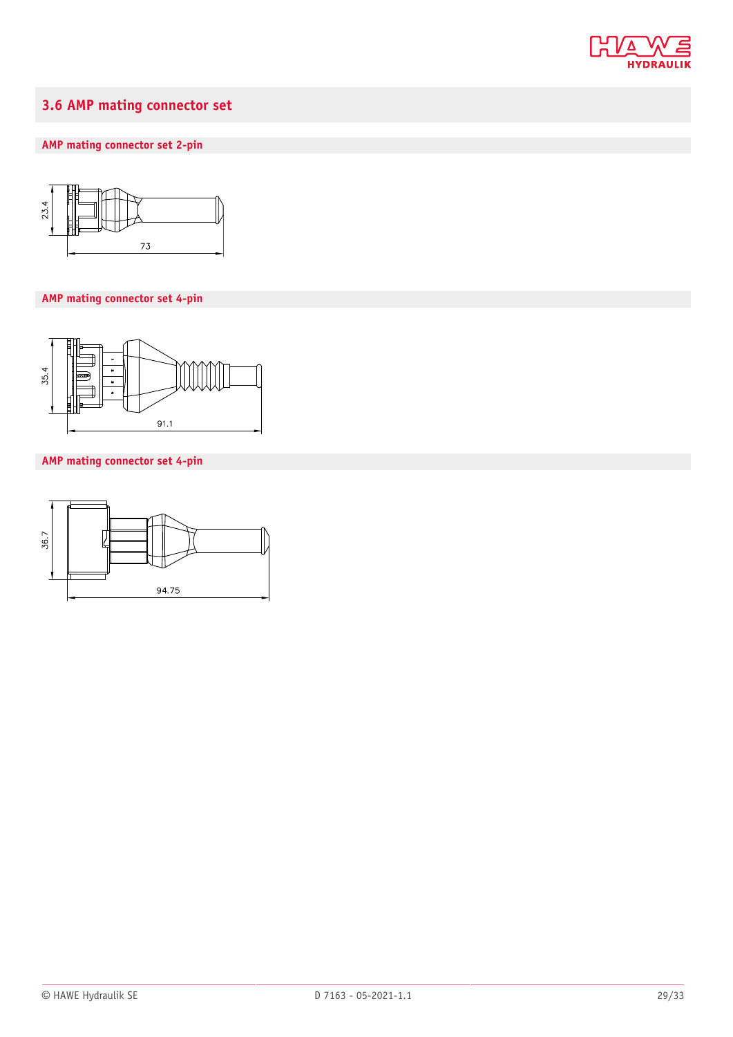## 3.6 AMP mating connector set

### AMP mating connector set 2-pin

### AMP mating connector set 4-pin

### AMP mating connector set 4-pin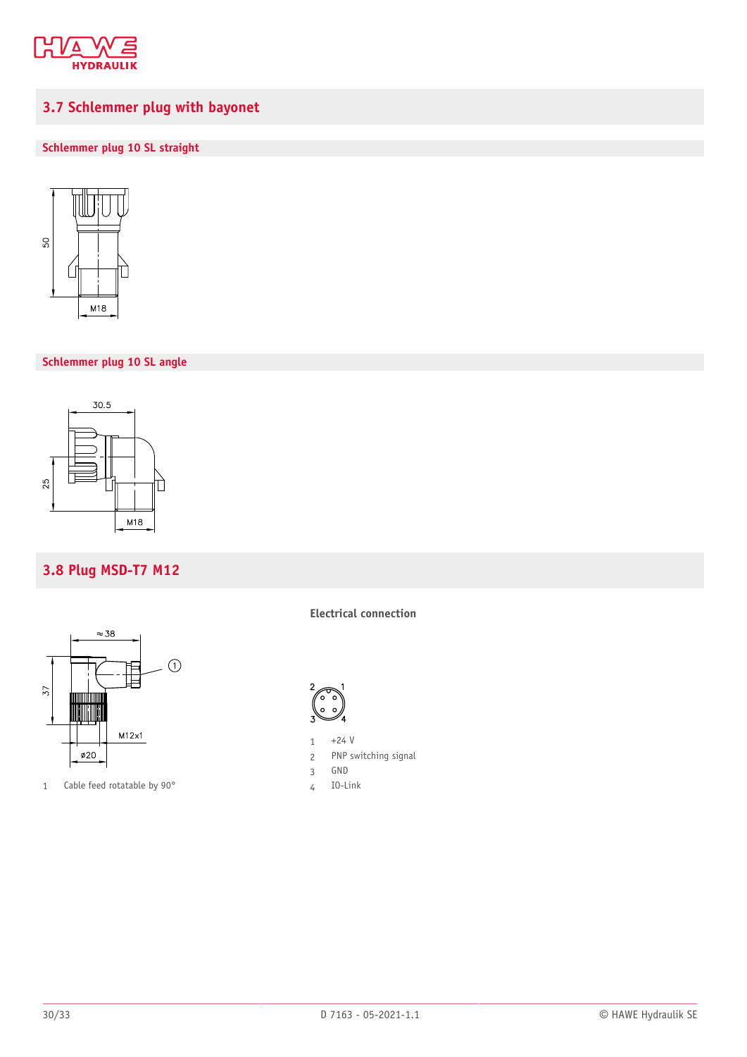## 3.7 Schlemmer plug with bayonet

### Schlemmer plug 10 SL straight

### Schlemmer plug 10 SL angle

## 3.8 Plug MSD-T7 M12

1 Cable feed rotatable by 90°

**Electrical connection**

1 +24 V
2 PNP switching signal
3 GND
4 IO-Link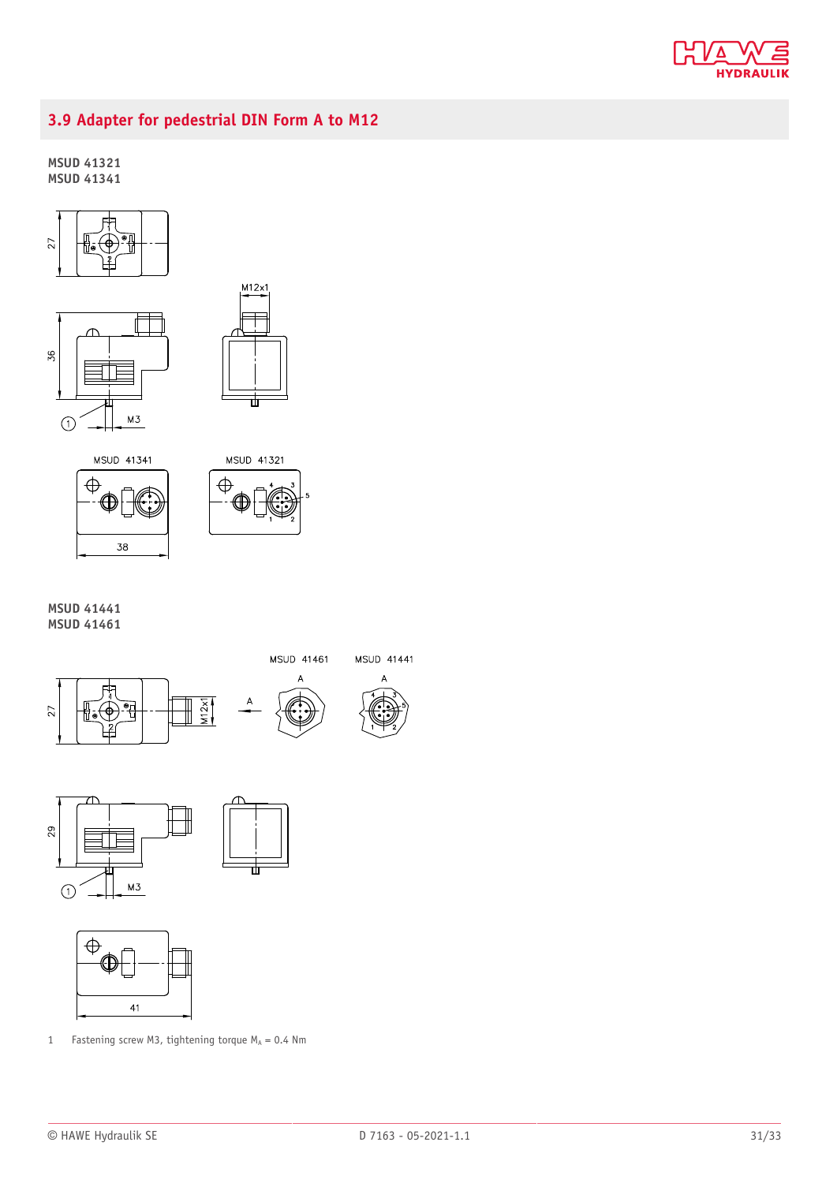## 3.9 Adapter for pedestrial DIN Form A to M12

**MSUD 41321**
**MSUD 41341**

**MSUD 41441**
**MSUD 41461**

1 Fastening screw M3, tightening torque $M_A$ = 0.4 Nm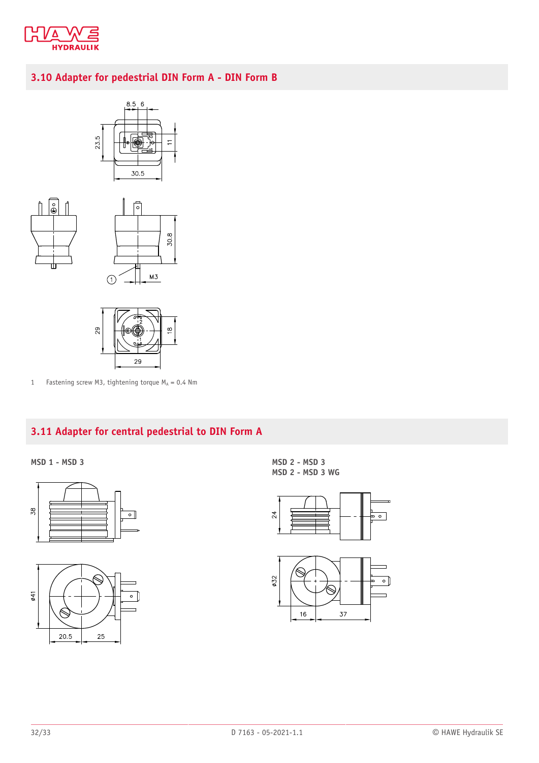## 3.10 Adapter for pedestrial DIN Form A - DIN Form B

1 Fastening screw M3, tightening torque $M_A$ = 0.4 Nm

## 3.11 Adapter for central pedestrial to DIN Form A

**MSD 1 - MSD 3**

**MSD 2 - MSD 3**
**MSD 2 - MSD 3 WG**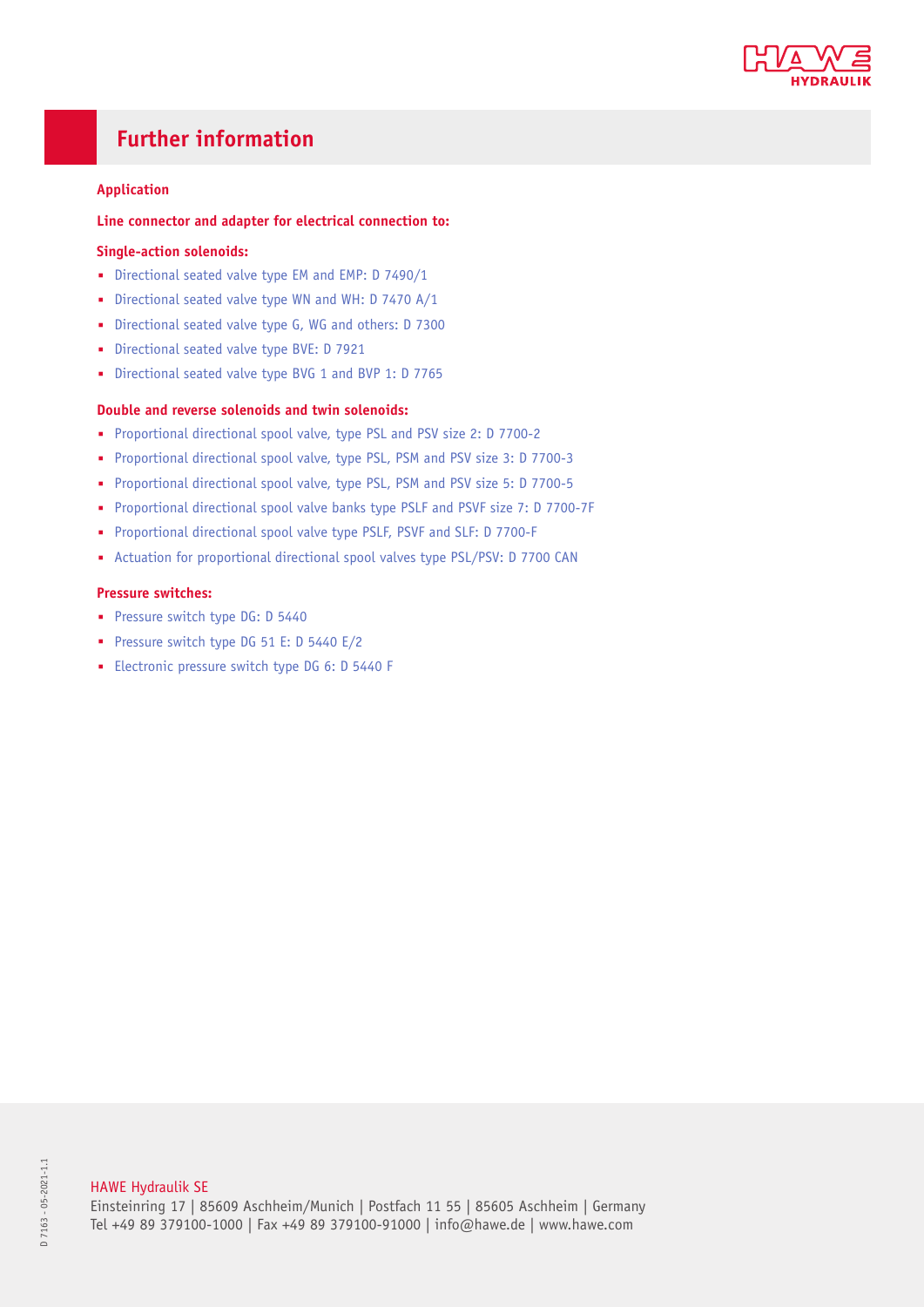## Further information

### Application

**Line connector and adapter for electrical connection to:**

**Single-action solenoids:**

- Directional seated valve type EM and EMP: D 7490/1
- Directional seated valve type WN and WH: D 7470 A/1
- Directional seated valve type G, WG and others: D 7300
- Directional seated valve type BVE: D 7921
- Directional seated valve type BVG 1 and BVP 1: D 7765

**Double and reverse solenoids and twin solenoids:**

- Proportional directional spool valve, type PSL and PSV size 2: D 7700-2
- Proportional directional spool valve, type PSL, PSM and PSV size 3: D 7700-3
- Proportional directional spool valve, type PSL, PSM and PSV size 5: D 7700-5
- Proportional directional spool valve banks type PSLF and PSVF size 7: D 7700-7F
- Proportional directional spool valve type PSLF, PSVF and SLF: D 7700-F
- Actuation for proportional directional spool valves type PSL/PSV: D 7700 CAN

**Pressure switches:**

- Pressure switch type DG: D 5440
- Pressure switch type DG 51 E: D 5440 E/2
- Electronic pressure switch type DG 6: D 5440 F

HAWE Hydraulik SE
Einsteinring 17 | 85609 Aschheim/Munich | Postfach 11 55 | 85605 Aschheim | Germany
Tel +49 89 379100-1000 | Fax +49 89 379100-91000 | info@hawe.de | www.hawe.com

D 7163 - 05-2021-1.1